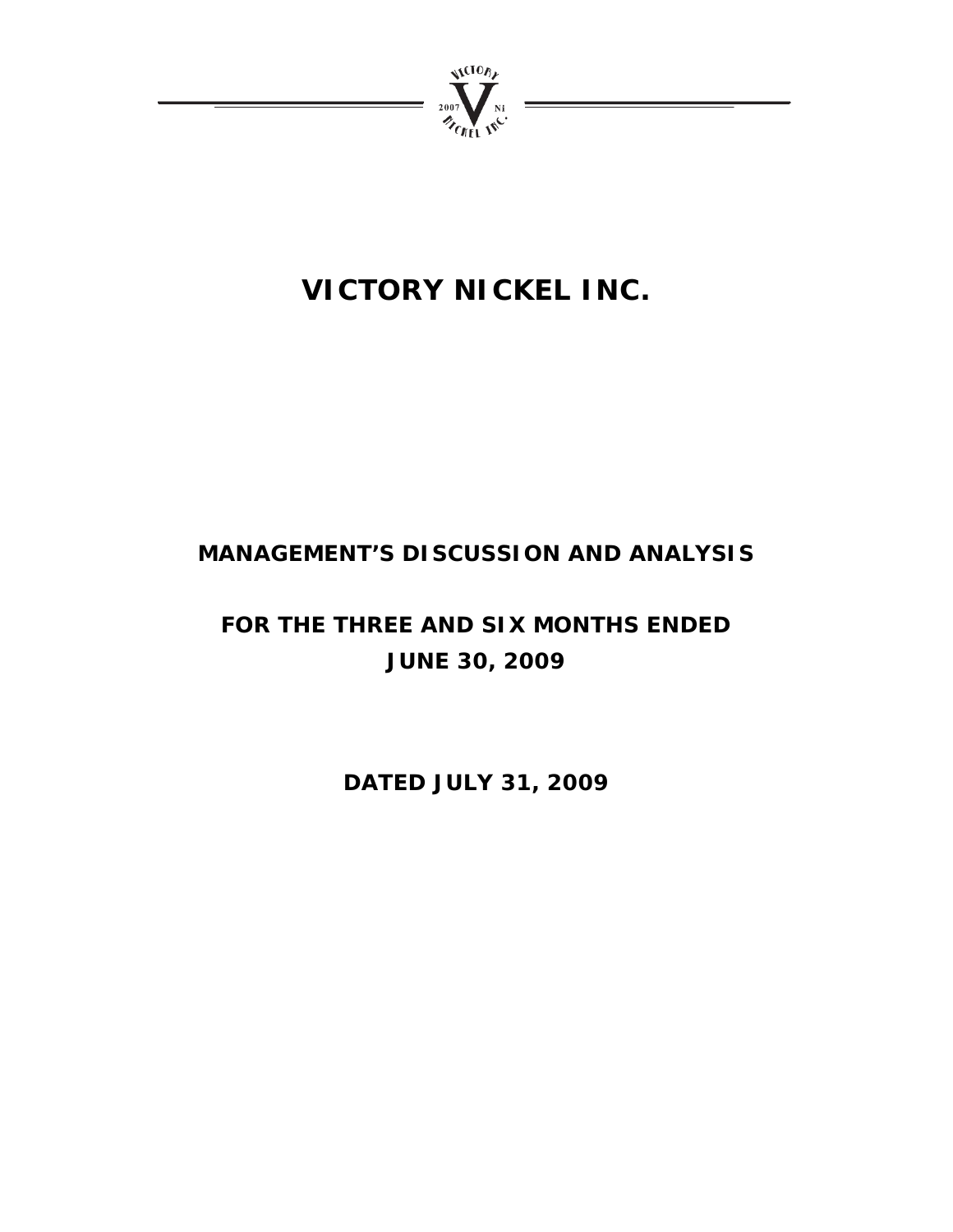# VICTORY NICKEL INC.

## MANAGEMENT'S DISCUSSION AND ANALYSIS

## FOR THE THREE AND SIX MONTHS ENDED JUNE 30, 2009

## DATED JULY 31, 2009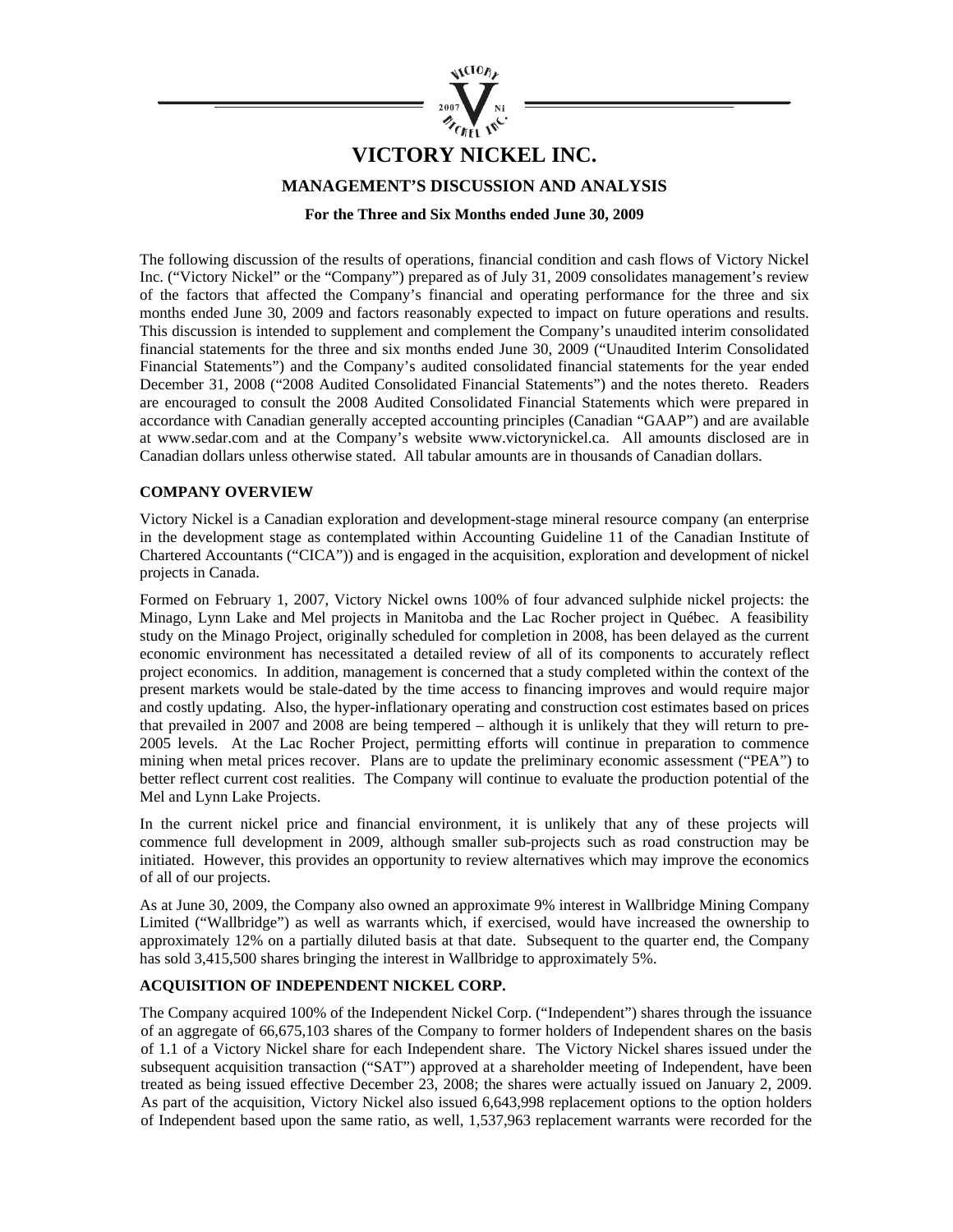# VICTORY NICKEL INC.

## MANAGEMENT'S DISCUSSION AND ANALYSIS

**For the Three and Six Months ended June 30, 2009**

The following discussion of the results of operations, financial condition and cash flows of Victory Nickel Inc. ("Victory Nickel" or the "Company") prepared as of July 31, 2009 consolidates management's review of the factors that affected the Company's financial and operating performance for the three and six months ended June 30, 2009 and factors reasonably expected to impact on future operations and results. This discussion is intended to supplement and complement the Company's unaudited interim consolidated financial statements for the three and six months ended June 30, 2009 ("Unaudited Interim Consolidated Financial Statements") and the Company's audited consolidated financial statements for the year ended December 31, 2008 ("2008 Audited Consolidated Financial Statements") and the notes thereto. Readers are encouraged to consult the 2008 Audited Consolidated Financial Statements which were prepared in accordance with Canadian generally accepted accounting principles (Canadian "GAAP") and are available at www.sedar.com and at the Company's website www.victorynickel.ca. All amounts disclosed are in Canadian dollars unless otherwise stated. All tabular amounts are in thousands of Canadian dollars.

### COMPANY OVERVIEW

Victory Nickel is a Canadian exploration and development-stage mineral resource company (an enterprise in the development stage as contemplated within Accounting Guideline 11 of the Canadian Institute of Chartered Accountants ("CICA")) and is engaged in the acquisition, exploration and development of nickel projects in Canada.

Formed on February 1, 2007, Victory Nickel owns 100% of four advanced sulphide nickel projects: the Minago, Lynn Lake and Mel projects in Manitoba and the Lac Rocher project in Québec. A feasibility study on the Minago Project, originally scheduled for completion in 2008, has been delayed as the current economic environment has necessitated a detailed review of all of its components to accurately reflect project economics. In addition, management is concerned that a study completed within the context of the present markets would be stale-dated by the time access to financing improves and would require major and costly updating. Also, the hyper-inflationary operating and construction cost estimates based on prices that prevailed in 2007 and 2008 are being tempered – although it is unlikely that they will return to pre-2005 levels. At the Lac Rocher Project, permitting efforts will continue in preparation to commence mining when metal prices recover. Plans are to update the preliminary economic assessment ("PEA") to better reflect current cost realities. The Company will continue to evaluate the production potential of the Mel and Lynn Lake Projects.

In the current nickel price and financial environment, it is unlikely that any of these projects will commence full development in 2009, although smaller sub-projects such as road construction may be initiated. However, this provides an opportunity to review alternatives which may improve the economics of all of our projects.

As at June 30, 2009, the Company also owned an approximate 9% interest in Wallbridge Mining Company Limited ("Wallbridge") as well as warrants which, if exercised, would have increased the ownership to approximately 12% on a partially diluted basis at that date. Subsequent to the quarter end, the Company has sold 3,415,500 shares bringing the interest in Wallbridge to approximately 5%.

### ACQUISITION OF INDEPENDENT NICKEL CORP.

The Company acquired 100% of the Independent Nickel Corp. ("Independent") shares through the issuance of an aggregate of 66,675,103 shares of the Company to former holders of Independent shares on the basis of 1.1 of a Victory Nickel share for each Independent share. The Victory Nickel shares issued under the subsequent acquisition transaction ("SAT") approved at a shareholder meeting of Independent, have been treated as being issued effective December 23, 2008; the shares were actually issued on January 2, 2009. As part of the acquisition, Victory Nickel also issued 6,643,998 replacement options to the option holders of Independent based upon the same ratio, as well, 1,537,963 replacement warrants were recorded for the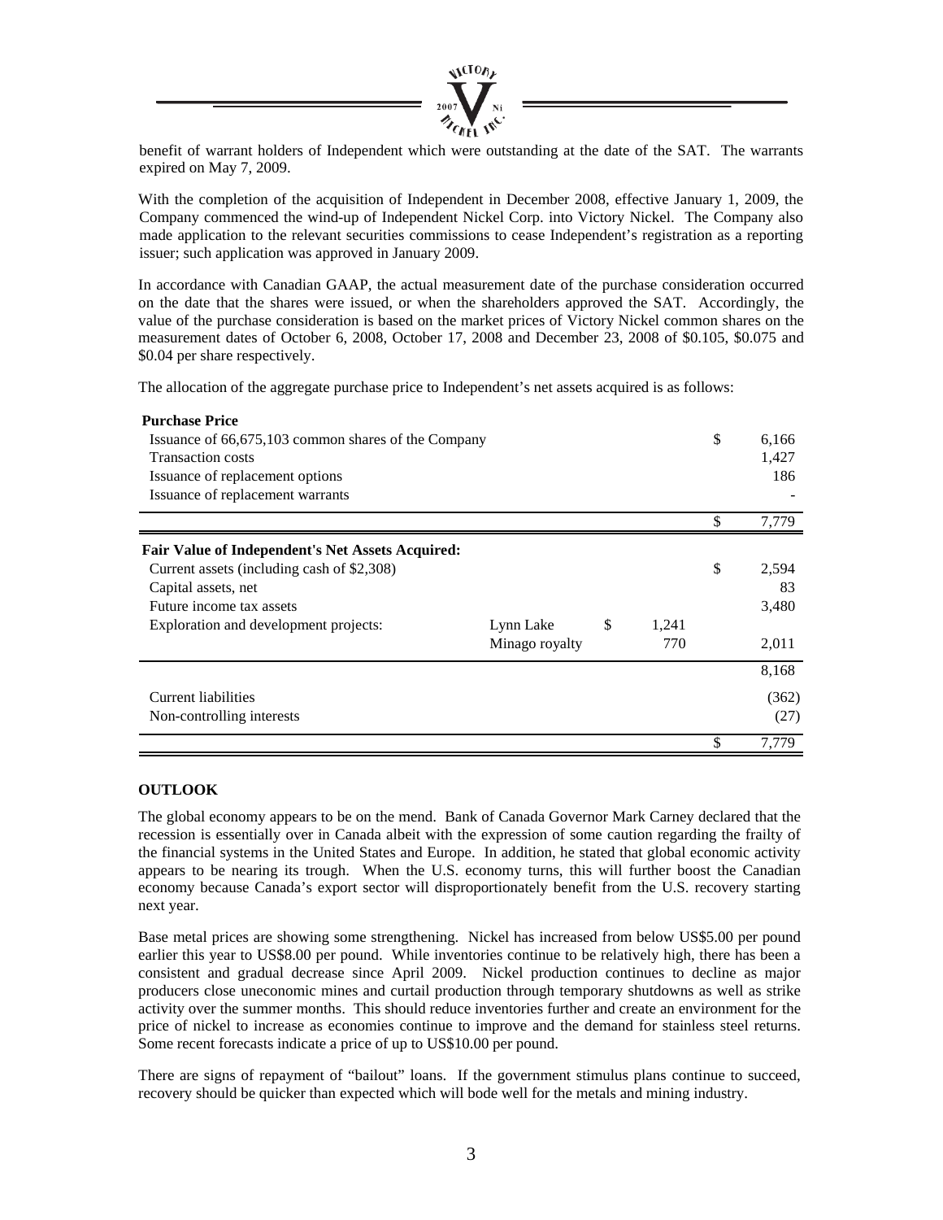benefit of warrant holders of Independent which were outstanding at the date of the SAT. The warrants expired on May 7, 2009.

With the completion of the acquisition of Independent in December 2008, effective January 1, 2009, the Company commenced the wind-up of Independent Nickel Corp. into Victory Nickel. The Company also made application to the relevant securities commissions to cease Independent's registration as a reporting issuer; such application was approved in January 2009.

In accordance with Canadian GAAP, the actual measurement date of the purchase consideration occurred on the date that the shares were issued, or when the shareholders approved the SAT. Accordingly, the value of the purchase consideration is based on the market prices of Victory Nickel common shares on the measurement dates of October 6, 2008, October 17, 2008 and December 23, 2008 of \$0.105, \$0.075 and \$0.04 per share respectively.

The allocation of the aggregate purchase price to Independent's net assets acquired is as follows:

| | | | |
|---|---|---|---|
| **Purchase Price** | | | |
| Issuance of 66,675,103 common shares of the Company | | | $ 6,166 |
| Transaction costs | | | 1,427 |
| Issuance of replacement options | | | 186 |
| Issuance of replacement warrants | | | - |
| | | | $ 7,779 |
| **Fair Value of Independent's Net Assets Acquired:** | | | |
| Current assets (including cash of $2,308) | | | $ 2,594 |
| Capital assets, net | | | 83 |
| Future income tax assets | | | 3,480 |
| Exploration and development projects: | Lynn Lake | $ 1,241 | |
| | Minago royalty | 770 | 2,011 |
| | | | 8,168 |
| Current liabilities | | | (362) |
| Non-controlling interests | | | (27) |
| | | | $ 7,779 |

## OUTLOOK

The global economy appears to be on the mend. Bank of Canada Governor Mark Carney declared that the recession is essentially over in Canada albeit with the expression of some caution regarding the frailty of the financial systems in the United States and Europe. In addition, he stated that global economic activity appears to be nearing its trough. When the U.S. economy turns, this will further boost the Canadian economy because Canada's export sector will disproportionately benefit from the U.S. recovery starting next year.

Base metal prices are showing some strengthening. Nickel has increased from below US\$5.00 per pound earlier this year to US\$8.00 per pound. While inventories continue to be relatively high, there has been a consistent and gradual decrease since April 2009. Nickel production continues to decline as major producers close uneconomic mines and curtail production through temporary shutdowns as well as strike activity over the summer months. This should reduce inventories further and create an environment for the price of nickel to increase as economies continue to improve and the demand for stainless steel returns. Some recent forecasts indicate a price of up to US\$10.00 per pound.

There are signs of repayment of "bailout" loans. If the government stimulus plans continue to succeed, recovery should be quicker than expected which will bode well for the metals and mining industry.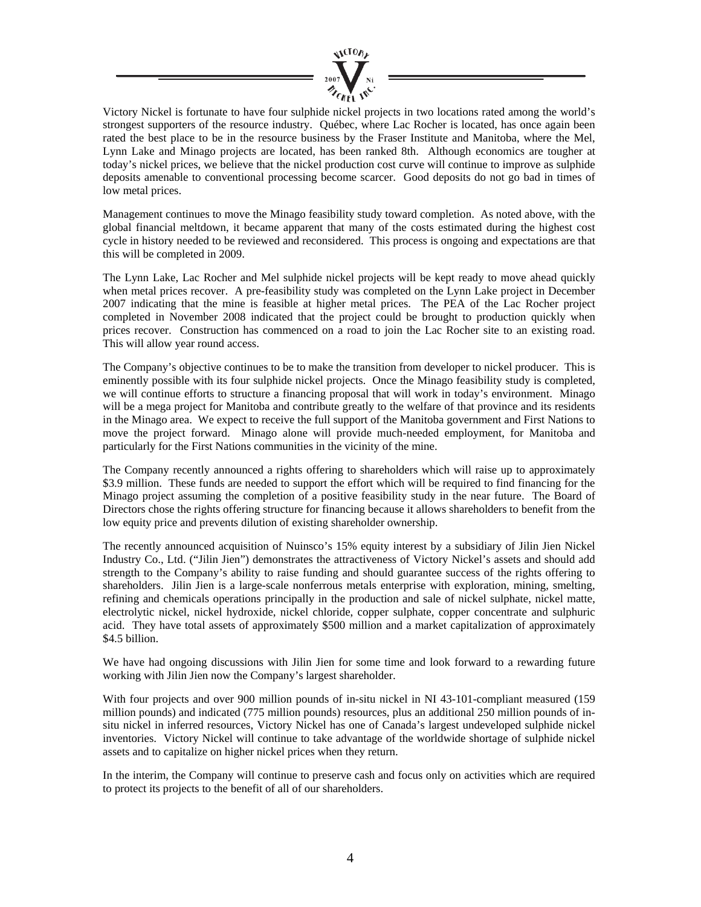Victory Nickel is fortunate to have four sulphide nickel projects in two locations rated among the world's strongest supporters of the resource industry. Québec, where Lac Rocher is located, has once again been rated the best place to be in the resource business by the Fraser Institute and Manitoba, where the Mel, Lynn Lake and Minago projects are located, has been ranked 8th. Although economics are tougher at today's nickel prices, we believe that the nickel production cost curve will continue to improve as sulphide deposits amenable to conventional processing become scarcer. Good deposits do not go bad in times of low metal prices.

Management continues to move the Minago feasibility study toward completion. As noted above, with the global financial meltdown, it became apparent that many of the costs estimated during the highest cost cycle in history needed to be reviewed and reconsidered. This process is ongoing and expectations are that this will be completed in 2009.

The Lynn Lake, Lac Rocher and Mel sulphide nickel projects will be kept ready to move ahead quickly when metal prices recover. A pre-feasibility study was completed on the Lynn Lake project in December 2007 indicating that the mine is feasible at higher metal prices. The PEA of the Lac Rocher project completed in November 2008 indicated that the project could be brought to production quickly when prices recover. Construction has commenced on a road to join the Lac Rocher site to an existing road. This will allow year round access.

The Company's objective continues to be to make the transition from developer to nickel producer. This is eminently possible with its four sulphide nickel projects. Once the Minago feasibility study is completed, we will continue efforts to structure a financing proposal that will work in today's environment. Minago will be a mega project for Manitoba and contribute greatly to the welfare of that province and its residents in the Minago area. We expect to receive the full support of the Manitoba government and First Nations to move the project forward. Minago alone will provide much-needed employment, for Manitoba and particularly for the First Nations communities in the vicinity of the mine.

The Company recently announced a rights offering to shareholders which will raise up to approximately \$3.9 million. These funds are needed to support the effort which will be required to find financing for the Minago project assuming the completion of a positive feasibility study in the near future. The Board of Directors chose the rights offering structure for financing because it allows shareholders to benefit from the low equity price and prevents dilution of existing shareholder ownership.

The recently announced acquisition of Nuinsco's 15% equity interest by a subsidiary of Jilin Jien Nickel Industry Co., Ltd. ("Jilin Jien") demonstrates the attractiveness of Victory Nickel's assets and should add strength to the Company's ability to raise funding and should guarantee success of the rights offering to shareholders. Jilin Jien is a large-scale nonferrous metals enterprise with exploration, mining, smelting, refining and chemicals operations principally in the production and sale of nickel sulphate, nickel matte, electrolytic nickel, nickel hydroxide, nickel chloride, copper sulphate, copper concentrate and sulphuric acid. They have total assets of approximately \$500 million and a market capitalization of approximately \$4.5 billion.

We have had ongoing discussions with Jilin Jien for some time and look forward to a rewarding future working with Jilin Jien now the Company's largest shareholder.

With four projects and over 900 million pounds of in-situ nickel in NI 43-101-compliant measured (159 million pounds) and indicated (775 million pounds) resources, plus an additional 250 million pounds of in-situ nickel in inferred resources, Victory Nickel has one of Canada's largest undeveloped sulphide nickel inventories. Victory Nickel will continue to take advantage of the worldwide shortage of sulphide nickel assets and to capitalize on higher nickel prices when they return.

In the interim, the Company will continue to preserve cash and focus only on activities which are required to protect its projects to the benefit of all of our shareholders.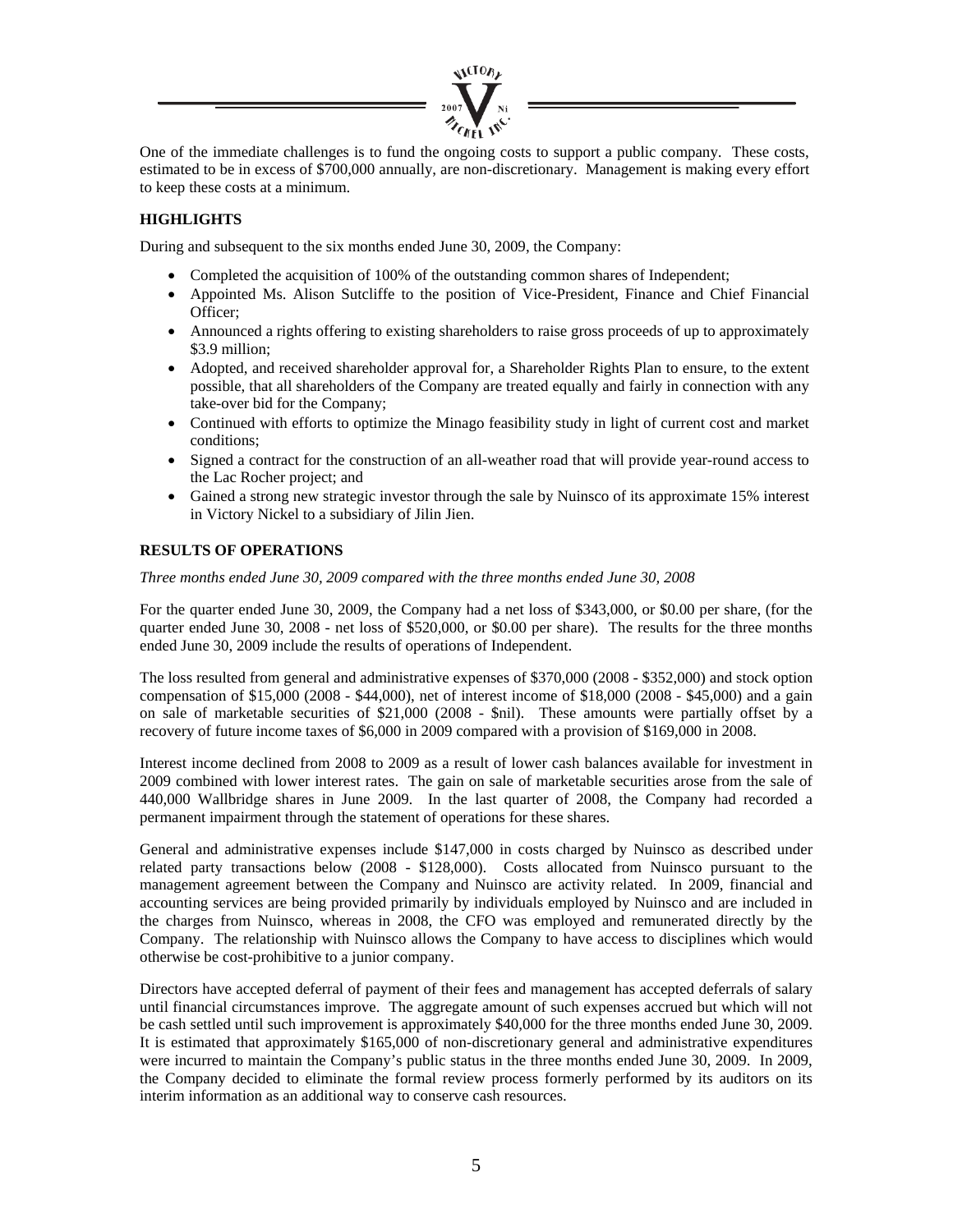One of the immediate challenges is to fund the ongoing costs to support a public company. These costs, estimated to be in excess of $700,000 annually, are non-discretionary. Management is making every effort to keep these costs at a minimum.

## HIGHLIGHTS

During and subsequent to the six months ended June 30, 2009, the Company:

- Completed the acquisition of 100% of the outstanding common shares of Independent;
- Appointed Ms. Alison Sutcliffe to the position of Vice-President, Finance and Chief Financial Officer;
- Announced a rights offering to existing shareholders to raise gross proceeds of up to approximately $3.9 million;
- Adopted, and received shareholder approval for, a Shareholder Rights Plan to ensure, to the extent possible, that all shareholders of the Company are treated equally and fairly in connection with any take-over bid for the Company;
- Continued with efforts to optimize the Minago feasibility study in light of current cost and market conditions;
- Signed a contract for the construction of an all-weather road that will provide year-round access to the Lac Rocher project; and
- Gained a strong new strategic investor through the sale by Nuinsco of its approximate 15% interest in Victory Nickel to a subsidiary of Jilin Jien.

## RESULTS OF OPERATIONS

*Three months ended June 30, 2009 compared with the three months ended June 30, 2008*

For the quarter ended June 30, 2009, the Company had a net loss of $343,000, or $0.00 per share, (for the quarter ended June 30, 2008 - net loss of $520,000, or $0.00 per share). The results for the three months ended June 30, 2009 include the results of operations of Independent.

The loss resulted from general and administrative expenses of $370,000 (2008 - $352,000) and stock option compensation of $15,000 (2008 - $44,000), net of interest income of $18,000 (2008 - $45,000) and a gain on sale of marketable securities of $21,000 (2008 - $nil). These amounts were partially offset by a recovery of future income taxes of $6,000 in 2009 compared with a provision of $169,000 in 2008.

Interest income declined from 2008 to 2009 as a result of lower cash balances available for investment in 2009 combined with lower interest rates. The gain on sale of marketable securities arose from the sale of 440,000 Wallbridge shares in June 2009. In the last quarter of 2008, the Company had recorded a permanent impairment through the statement of operations for these shares.

General and administrative expenses include $147,000 in costs charged by Nuinsco as described under related party transactions below (2008 - $128,000). Costs allocated from Nuinsco pursuant to the management agreement between the Company and Nuinsco are activity related. In 2009, financial and accounting services are being provided primarily by individuals employed by Nuinsco and are included in the charges from Nuinsco, whereas in 2008, the CFO was employed and remunerated directly by the Company. The relationship with Nuinsco allows the Company to have access to disciplines which would otherwise be cost-prohibitive to a junior company.

Directors have accepted deferral of payment of their fees and management has accepted deferrals of salary until financial circumstances improve. The aggregate amount of such expenses accrued but which will not be cash settled until such improvement is approximately $40,000 for the three months ended June 30, 2009. It is estimated that approximately $165,000 of non-discretionary general and administrative expenditures were incurred to maintain the Company's public status in the three months ended June 30, 2009. In 2009, the Company decided to eliminate the formal review process formerly performed by its auditors on its interim information as an additional way to conserve cash resources.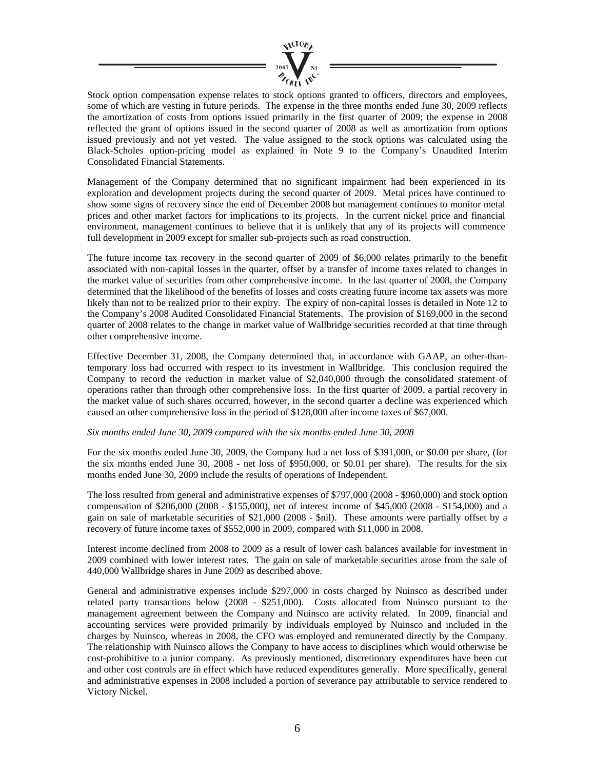Stock option compensation expense relates to stock options granted to officers, directors and employees, some of which are vesting in future periods. The expense in the three months ended June 30, 2009 reflects the amortization of costs from options issued primarily in the first quarter of 2009; the expense in 2008 reflected the grant of options issued in the second quarter of 2008 as well as amortization from options issued previously and not yet vested. The value assigned to the stock options was calculated using the Black-Scholes option-pricing model as explained in Note 9 to the Company's Unaudited Interim Consolidated Financial Statements.

Management of the Company determined that no significant impairment had been experienced in its exploration and development projects during the second quarter of 2009. Metal prices have continued to show some signs of recovery since the end of December 2008 but management continues to monitor metal prices and other market factors for implications to its projects. In the current nickel price and financial environment, management continues to believe that it is unlikely that any of its projects will commence full development in 2009 except for smaller sub-projects such as road construction.

The future income tax recovery in the second quarter of 2009 of $6,000 relates primarily to the benefit associated with non-capital losses in the quarter, offset by a transfer of income taxes related to changes in the market value of securities from other comprehensive income. In the last quarter of 2008, the Company determined that the likelihood of the benefits of losses and costs creating future income tax assets was more likely than not to be realized prior to their expiry. The expiry of non-capital losses is detailed in Note 12 to the Company's 2008 Audited Consolidated Financial Statements. The provision of $169,000 in the second quarter of 2008 relates to the change in market value of Wallbridge securities recorded at that time through other comprehensive income.

Effective December 31, 2008, the Company determined that, in accordance with GAAP, an other-than-temporary loss had occurred with respect to its investment in Wallbridge. This conclusion required the Company to record the reduction in market value of $2,040,000 through the consolidated statement of operations rather than through other comprehensive loss. In the first quarter of 2009, a partial recovery in the market value of such shares occurred, however, in the second quarter a decline was experienced which caused an other comprehensive loss in the period of $128,000 after income taxes of $67,000.

*Six months ended June 30, 2009 compared with the six months ended June 30, 2008*

For the six months ended June 30, 2009, the Company had a net loss of $391,000, or $0.00 per share, (for the six months ended June 30, 2008 - net loss of $950,000, or $0.01 per share). The results for the six months ended June 30, 2009 include the results of operations of Independent.

The loss resulted from general and administrative expenses of $797,000 (2008 - $960,000) and stock option compensation of $206,000 (2008 - $155,000), net of interest income of $45,000 (2008 - $154,000) and a gain on sale of marketable securities of $21,000 (2008 - $nil). These amounts were partially offset by a recovery of future income taxes of $552,000 in 2009, compared with $11,000 in 2008.

Interest income declined from 2008 to 2009 as a result of lower cash balances available for investment in 2009 combined with lower interest rates. The gain on sale of marketable securities arose from the sale of 440,000 Wallbridge shares in June 2009 as described above.

General and administrative expenses include $297,000 in costs charged by Nuinsco as described under related party transactions below (2008 - $251,000). Costs allocated from Nuinsco pursuant to the management agreement between the Company and Nuinsco are activity related. In 2009, financial and accounting services were provided primarily by individuals employed by Nuinsco and included in the charges by Nuinsco, whereas in 2008, the CFO was employed and remunerated directly by the Company. The relationship with Nuinsco allows the Company to have access to disciplines which would otherwise be cost-prohibitive to a junior company. As previously mentioned, discretionary expenditures have been cut and other cost controls are in effect which have reduced expenditures generally. More specifically, general and administrative expenses in 2008 included a portion of severance pay attributable to service rendered to Victory Nickel.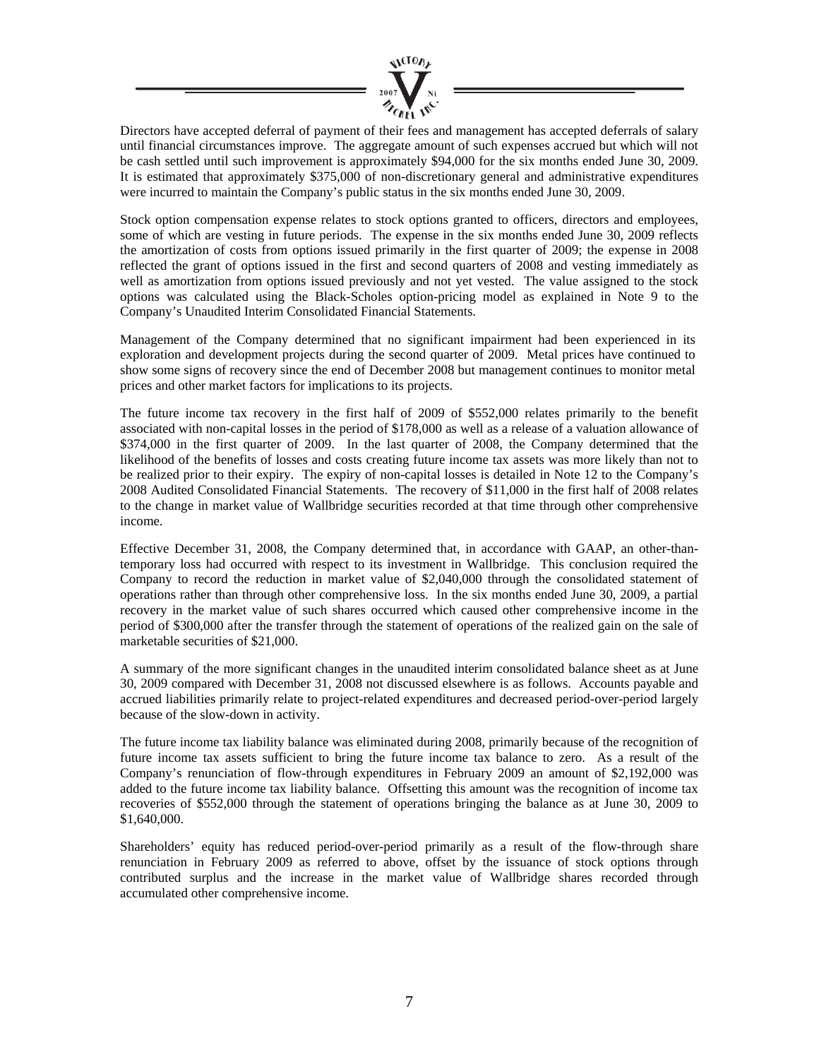Directors have accepted deferral of payment of their fees and management has accepted deferrals of salary until financial circumstances improve. The aggregate amount of such expenses accrued but which will not be cash settled until such improvement is approximately $94,000 for the six months ended June 30, 2009. It is estimated that approximately $375,000 of non-discretionary general and administrative expenditures were incurred to maintain the Company's public status in the six months ended June 30, 2009.

Stock option compensation expense relates to stock options granted to officers, directors and employees, some of which are vesting in future periods. The expense in the six months ended June 30, 2009 reflects the amortization of costs from options issued primarily in the first quarter of 2009; the expense in 2008 reflected the grant of options issued in the first and second quarters of 2008 and vesting immediately as well as amortization from options issued previously and not yet vested. The value assigned to the stock options was calculated using the Black-Scholes option-pricing model as explained in Note 9 to the Company's Unaudited Interim Consolidated Financial Statements.

Management of the Company determined that no significant impairment had been experienced in its exploration and development projects during the second quarter of 2009. Metal prices have continued to show some signs of recovery since the end of December 2008 but management continues to monitor metal prices and other market factors for implications to its projects.

The future income tax recovery in the first half of 2009 of $552,000 relates primarily to the benefit associated with non-capital losses in the period of $178,000 as well as a release of a valuation allowance of $374,000 in the first quarter of 2009. In the last quarter of 2008, the Company determined that the likelihood of the benefits of losses and costs creating future income tax assets was more likely than not to be realized prior to their expiry. The expiry of non-capital losses is detailed in Note 12 to the Company's 2008 Audited Consolidated Financial Statements. The recovery of $11,000 in the first half of 2008 relates to the change in market value of Wallbridge securities recorded at that time through other comprehensive income.

Effective December 31, 2008, the Company determined that, in accordance with GAAP, an other-than-temporary loss had occurred with respect to its investment in Wallbridge. This conclusion required the Company to record the reduction in market value of $2,040,000 through the consolidated statement of operations rather than through other comprehensive loss. In the six months ended June 30, 2009, a partial recovery in the market value of such shares occurred which caused other comprehensive income in the period of $300,000 after the transfer through the statement of operations of the realized gain on the sale of marketable securities of $21,000.

A summary of the more significant changes in the unaudited interim consolidated balance sheet as at June 30, 2009 compared with December 31, 2008 not discussed elsewhere is as follows. Accounts payable and accrued liabilities primarily relate to project-related expenditures and decreased period-over-period largely because of the slow-down in activity.

The future income tax liability balance was eliminated during 2008, primarily because of the recognition of future income tax assets sufficient to bring the future income tax balance to zero. As a result of the Company's renunciation of flow-through expenditures in February 2009 an amount of $2,192,000 was added to the future income tax liability balance. Offsetting this amount was the recognition of income tax recoveries of $552,000 through the statement of operations bringing the balance as at June 30, 2009 to $1,640,000.

Shareholders' equity has reduced period-over-period primarily as a result of the flow-through share renunciation in February 2009 as referred to above, offset by the issuance of stock options through contributed surplus and the increase in the market value of Wallbridge shares recorded through accumulated other comprehensive income.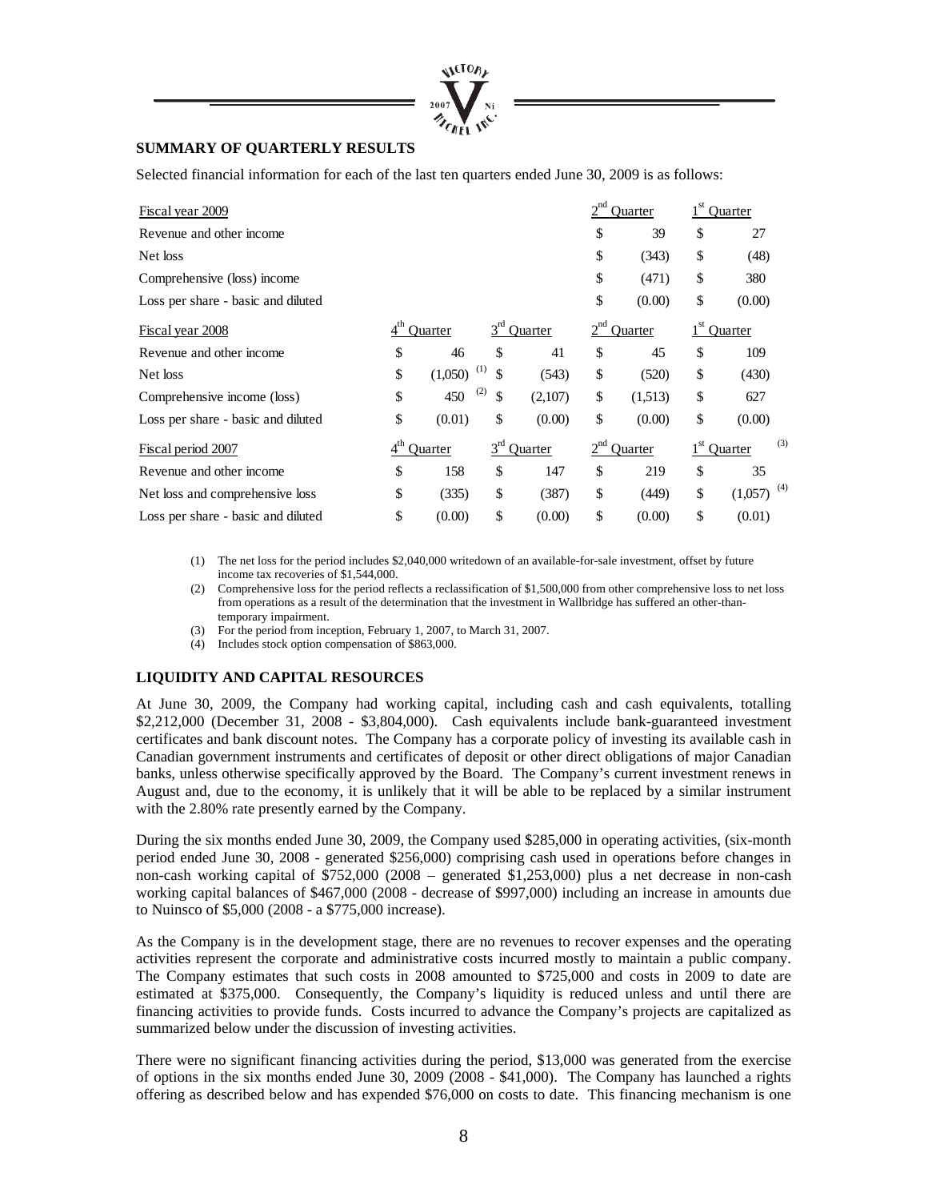## SUMMARY OF QUARTERLY RESULTS

Selected financial information for each of the last ten quarters ended June 30, 2009 is as follows:

| Fiscal year 2009 | | | 2nd Quarter | 1st Quarter |
|---|---|---|---|---|
| Revenue and other income | | | $ 39 | $ 27 |
| Net loss | | | $ (343) | $ (48) |
| Comprehensive (loss) income | | | $ (471) | $ 380 |
| Loss per share - basic and diluted | | | $ (0.00) | $ (0.00) |
| **Fiscal year 2008** | **4th Quarter** | **3rd Quarter** | **2nd Quarter** | **1st Quarter** |
| Revenue and other income | $ 46 | $ 41 | $ 45 | $ 109 |
| Net loss | $ (1,050) (1) | $ (543) | $ (520) | $ (430) |
| Comprehensive income (loss) | $ 450 (2) | $ (2,107) | $ (1,513) | $ 627 |
| Loss per share - basic and diluted | $ (0.01) | $ (0.00) | $ (0.00) | $ (0.00) |
| **Fiscal period 2007** | **4th Quarter** | **3rd Quarter** | **2nd Quarter** | **1st Quarter (3)** |
| Revenue and other income | $ 158 | $ 147 | $ 219 | $ 35 |
| Net loss and comprehensive loss | $ (335) | $ (387) | $ (449) | $ (1,057) (4) |
| Loss per share - basic and diluted | $ (0.00) | $ (0.00) | $ (0.00) | $ (0.01) |

(1) The net loss for the period includes $2,040,000 writedown of an available-for-sale investment, offset by future income tax recoveries of $1,544,000.

(2) Comprehensive loss for the period reflects a reclassification of $1,500,000 from other comprehensive loss to net loss from operations as a result of the determination that the investment in Wallbridge has suffered an other-than-temporary impairment.

(3) For the period from inception, February 1, 2007, to March 31, 2007.

(4) Includes stock option compensation of $863,000.

## LIQUIDITY AND CAPITAL RESOURCES

At June 30, 2009, the Company had working capital, including cash and cash equivalents, totalling $2,212,000 (December 31, 2008 - $3,804,000). Cash equivalents include bank-guaranteed investment certificates and bank discount notes. The Company has a corporate policy of investing its available cash in Canadian government instruments and certificates of deposit or other direct obligations of major Canadian banks, unless otherwise specifically approved by the Board. The Company's current investment renews in August and, due to the economy, it is unlikely that it will be able to be replaced by a similar instrument with the 2.80% rate presently earned by the Company.

During the six months ended June 30, 2009, the Company used $285,000 in operating activities, (six-month period ended June 30, 2008 - generated $256,000) comprising cash used in operations before changes in non-cash working capital of $752,000 (2008 – generated $1,253,000) plus a net decrease in non-cash working capital balances of $467,000 (2008 - decrease of $997,000) including an increase in amounts due to Nuinsco of $5,000 (2008 - a $775,000 increase).

As the Company is in the development stage, there are no revenues to recover expenses and the operating activities represent the corporate and administrative costs incurred mostly to maintain a public company. The Company estimates that such costs in 2008 amounted to $725,000 and costs in 2009 to date are estimated at $375,000. Consequently, the Company's liquidity is reduced unless and until there are financing activities to provide funds. Costs incurred to advance the Company's projects are capitalized as summarized below under the discussion of investing activities.

There were no significant financing activities during the period, $13,000 was generated from the exercise of options in the six months ended June 30, 2009 (2008 - $41,000). The Company has launched a rights offering as described below and has expended $76,000 on costs to date. This financing mechanism is one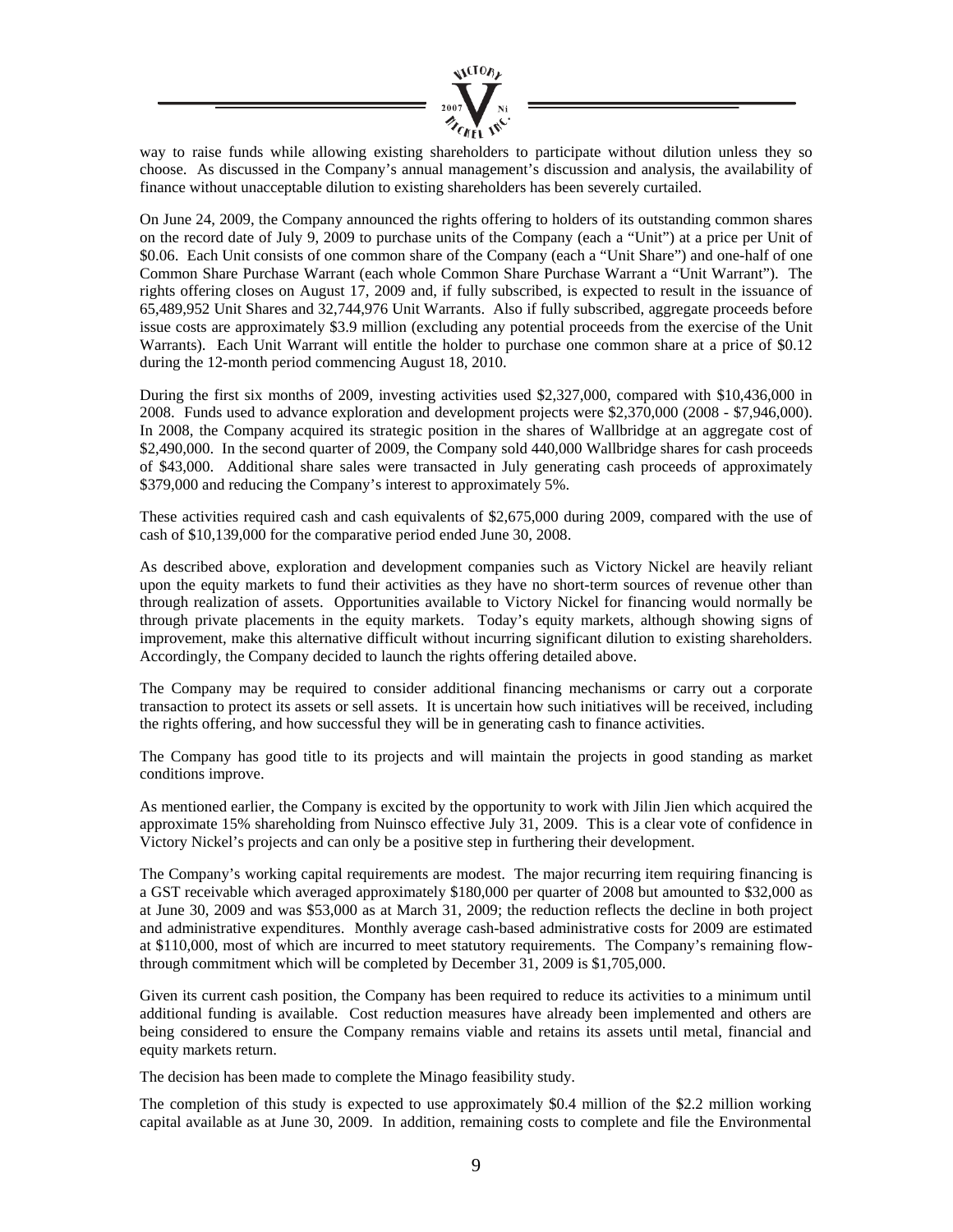way to raise funds while allowing existing shareholders to participate without dilution unless they so choose. As discussed in the Company's annual management's discussion and analysis, the availability of finance without unacceptable dilution to existing shareholders has been severely curtailed.

On June 24, 2009, the Company announced the rights offering to holders of its outstanding common shares on the record date of July 9, 2009 to purchase units of the Company (each a "Unit") at a price per Unit of $0.06. Each Unit consists of one common share of the Company (each a "Unit Share") and one-half of one Common Share Purchase Warrant (each whole Common Share Purchase Warrant a "Unit Warrant"). The rights offering closes on August 17, 2009 and, if fully subscribed, is expected to result in the issuance of 65,489,952 Unit Shares and 32,744,976 Unit Warrants. Also if fully subscribed, aggregate proceeds before issue costs are approximately $3.9 million (excluding any potential proceeds from the exercise of the Unit Warrants). Each Unit Warrant will entitle the holder to purchase one common share at a price of $0.12 during the 12-month period commencing August 18, 2010.

During the first six months of 2009, investing activities used $2,327,000, compared with $10,436,000 in 2008. Funds used to advance exploration and development projects were $2,370,000 (2008 - $7,946,000). In 2008, the Company acquired its strategic position in the shares of Wallbridge at an aggregate cost of $2,490,000. In the second quarter of 2009, the Company sold 440,000 Wallbridge shares for cash proceeds of $43,000. Additional share sales were transacted in July generating cash proceeds of approximately $379,000 and reducing the Company's interest to approximately 5%.

These activities required cash and cash equivalents of $2,675,000 during 2009, compared with the use of cash of $10,139,000 for the comparative period ended June 30, 2008.

As described above, exploration and development companies such as Victory Nickel are heavily reliant upon the equity markets to fund their activities as they have no short-term sources of revenue other than through realization of assets. Opportunities available to Victory Nickel for financing would normally be through private placements in the equity markets. Today's equity markets, although showing signs of improvement, make this alternative difficult without incurring significant dilution to existing shareholders. Accordingly, the Company decided to launch the rights offering detailed above.

The Company may be required to consider additional financing mechanisms or carry out a corporate transaction to protect its assets or sell assets. It is uncertain how such initiatives will be received, including the rights offering, and how successful they will be in generating cash to finance activities.

The Company has good title to its projects and will maintain the projects in good standing as market conditions improve.

As mentioned earlier, the Company is excited by the opportunity to work with Jilin Jien which acquired the approximate 15% shareholding from Nuinsco effective July 31, 2009. This is a clear vote of confidence in Victory Nickel's projects and can only be a positive step in furthering their development.

The Company's working capital requirements are modest. The major recurring item requiring financing is a GST receivable which averaged approximately $180,000 per quarter of 2008 but amounted to $32,000 as at June 30, 2009 and was $53,000 as at March 31, 2009; the reduction reflects the decline in both project and administrative expenditures. Monthly average cash-based administrative costs for 2009 are estimated at $110,000, most of which are incurred to meet statutory requirements. The Company's remaining flow-through commitment which will be completed by December 31, 2009 is $1,705,000.

Given its current cash position, the Company has been required to reduce its activities to a minimum until additional funding is available. Cost reduction measures have already been implemented and others are being considered to ensure the Company remains viable and retains its assets until metal, financial and equity markets return.

The decision has been made to complete the Minago feasibility study.

The completion of this study is expected to use approximately $0.4 million of the $2.2 million working capital available as at June 30, 2009. In addition, remaining costs to complete and file the Environmental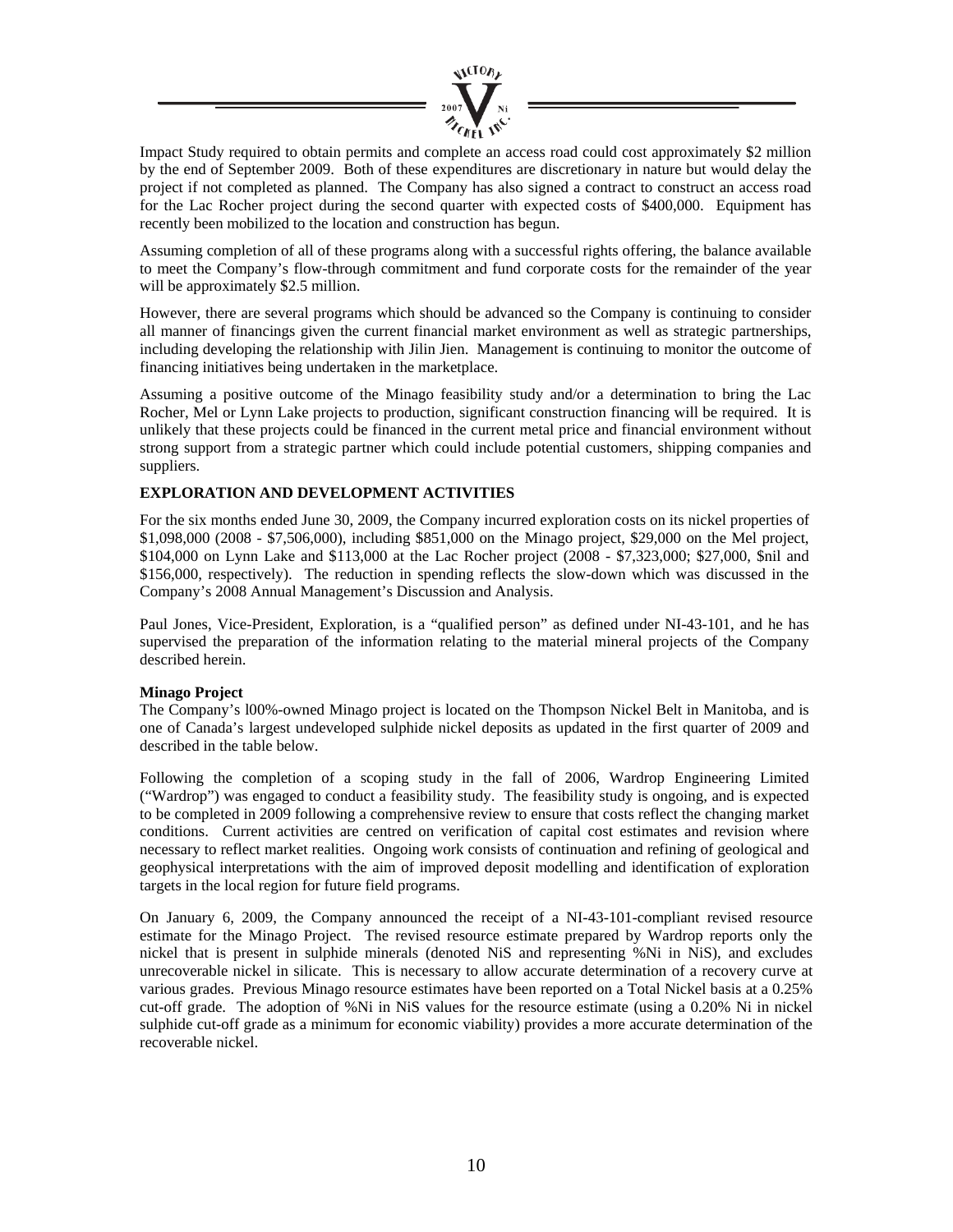Impact Study required to obtain permits and complete an access road could cost approximately $2 million by the end of September 2009. Both of these expenditures are discretionary in nature but would delay the project if not completed as planned. The Company has also signed a contract to construct an access road for the Lac Rocher project during the second quarter with expected costs of $400,000. Equipment has recently been mobilized to the location and construction has begun.

Assuming completion of all of these programs along with a successful rights offering, the balance available to meet the Company's flow-through commitment and fund corporate costs for the remainder of the year will be approximately $2.5 million.

However, there are several programs which should be advanced so the Company is continuing to consider all manner of financings given the current financial market environment as well as strategic partnerships, including developing the relationship with Jilin Jien. Management is continuing to monitor the outcome of financing initiatives being undertaken in the marketplace.

Assuming a positive outcome of the Minago feasibility study and/or a determination to bring the Lac Rocher, Mel or Lynn Lake projects to production, significant construction financing will be required. It is unlikely that these projects could be financed in the current metal price and financial environment without strong support from a strategic partner which could include potential customers, shipping companies and suppliers.

## EXPLORATION AND DEVELOPMENT ACTIVITIES

For the six months ended June 30, 2009, the Company incurred exploration costs on its nickel properties of $1,098,000 (2008 - $7,506,000), including $851,000 on the Minago project, $29,000 on the Mel project, $104,000 on Lynn Lake and $113,000 at the Lac Rocher project (2008 - $7,323,000; $27,000, $nil and $156,000, respectively). The reduction in spending reflects the slow-down which was discussed in the Company's 2008 Annual Management's Discussion and Analysis.

Paul Jones, Vice-President, Exploration, is a "qualified person" as defined under NI-43-101, and he has supervised the preparation of the information relating to the material mineral projects of the Company described herein.

### Minago Project

The Company's l00%-owned Minago project is located on the Thompson Nickel Belt in Manitoba, and is one of Canada's largest undeveloped sulphide nickel deposits as updated in the first quarter of 2009 and described in the table below.

Following the completion of a scoping study in the fall of 2006, Wardrop Engineering Limited ("Wardrop") was engaged to conduct a feasibility study. The feasibility study is ongoing, and is expected to be completed in 2009 following a comprehensive review to ensure that costs reflect the changing market conditions. Current activities are centred on verification of capital cost estimates and revision where necessary to reflect market realities. Ongoing work consists of continuation and refining of geological and geophysical interpretations with the aim of improved deposit modelling and identification of exploration targets in the local region for future field programs.

On January 6, 2009, the Company announced the receipt of a NI-43-101-compliant revised resource estimate for the Minago Project. The revised resource estimate prepared by Wardrop reports only the nickel that is present in sulphide minerals (denoted NiS and representing %Ni in NiS), and excludes unrecoverable nickel in silicate. This is necessary to allow accurate determination of a recovery curve at various grades. Previous Minago resource estimates have been reported on a Total Nickel basis at a 0.25% cut-off grade. The adoption of %Ni in NiS values for the resource estimate (using a 0.20% Ni in nickel sulphide cut-off grade as a minimum for economic viability) provides a more accurate determination of the recoverable nickel.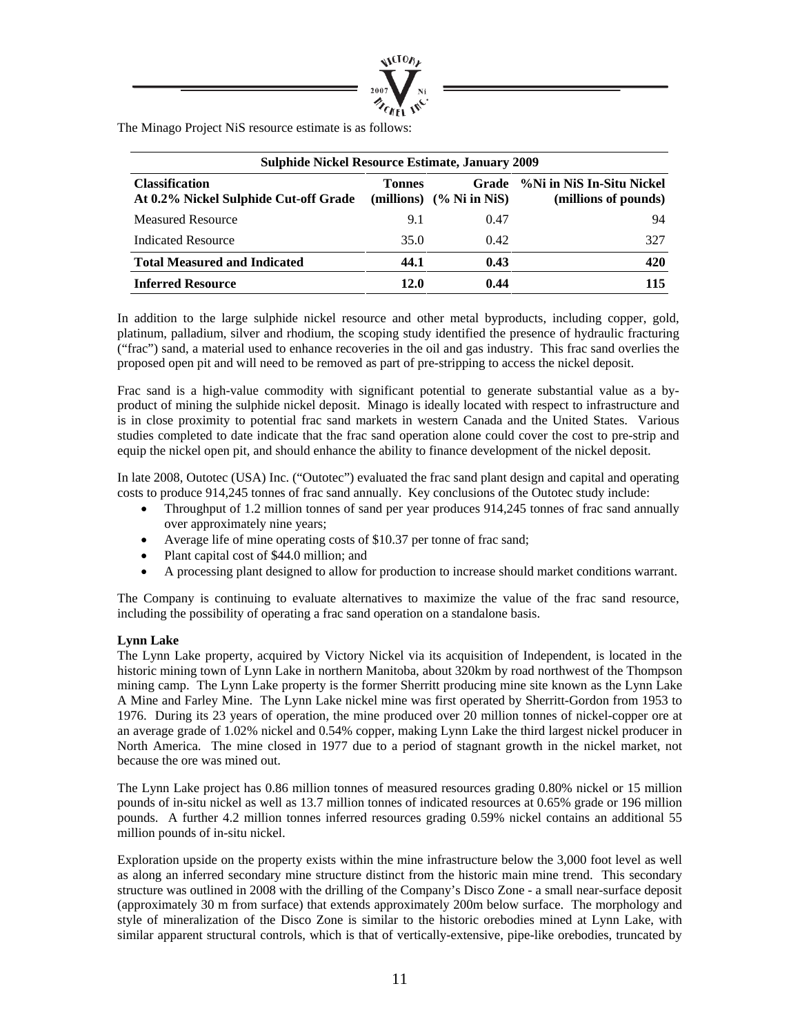The Minago Project NiS resource estimate is as follows:

| Sulphide Nickel Resource Estimate, January 2009 | | | |
|---|---|---|---|
| **Classification**<br>**At 0.2% Nickel Sulphide Cut-off Grade** | **Tonnes (millions)** | **Grade (% Ni in NiS)** | **%Ni in NiS In-Situ Nickel (millions of pounds)** |
| Measured Resource | 9.1 | 0.47 | 94 |
| Indicated Resource | 35.0 | 0.42 | 327 |
| **Total Measured and Indicated** | **44.1** | **0.43** | **420** |
| **Inferred Resource** | **12.0** | **0.44** | **115** |

In addition to the large sulphide nickel resource and other metal byproducts, including copper, gold, platinum, palladium, silver and rhodium, the scoping study identified the presence of hydraulic fracturing ("frac") sand, a material used to enhance recoveries in the oil and gas industry. This frac sand overlies the proposed open pit and will need to be removed as part of pre-stripping to access the nickel deposit.

Frac sand is a high-value commodity with significant potential to generate substantial value as a by-product of mining the sulphide nickel deposit. Minago is ideally located with respect to infrastructure and is in close proximity to potential frac sand markets in western Canada and the United States. Various studies completed to date indicate that the frac sand operation alone could cover the cost to pre-strip and equip the nickel open pit, and should enhance the ability to finance development of the nickel deposit.

In late 2008, Outotec (USA) Inc. ("Outotec") evaluated the frac sand plant design and capital and operating costs to produce 914,245 tonnes of frac sand annually. Key conclusions of the Outotec study include:

- Throughput of 1.2 million tonnes of sand per year produces 914,245 tonnes of frac sand annually over approximately nine years;
- Average life of mine operating costs of $10.37 per tonne of frac sand;
- Plant capital cost of $44.0 million; and
- A processing plant designed to allow for production to increase should market conditions warrant.

The Company is continuing to evaluate alternatives to maximize the value of the frac sand resource, including the possibility of operating a frac sand operation on a standalone basis.

**Lynn Lake**

The Lynn Lake property, acquired by Victory Nickel via its acquisition of Independent, is located in the historic mining town of Lynn Lake in northern Manitoba, about 320km by road northwest of the Thompson mining camp. The Lynn Lake property is the former Sherritt producing mine site known as the Lynn Lake A Mine and Farley Mine. The Lynn Lake nickel mine was first operated by Sherritt-Gordon from 1953 to 1976. During its 23 years of operation, the mine produced over 20 million tonnes of nickel-copper ore at an average grade of 1.02% nickel and 0.54% copper, making Lynn Lake the third largest nickel producer in North America. The mine closed in 1977 due to a period of stagnant growth in the nickel market, not because the ore was mined out.

The Lynn Lake project has 0.86 million tonnes of measured resources grading 0.80% nickel or 15 million pounds of in-situ nickel as well as 13.7 million tonnes of indicated resources at 0.65% grade or 196 million pounds. A further 4.2 million tonnes inferred resources grading 0.59% nickel contains an additional 55 million pounds of in-situ nickel.

Exploration upside on the property exists within the mine infrastructure below the 3,000 foot level as well as along an inferred secondary mine structure distinct from the historic main mine trend. This secondary structure was outlined in 2008 with the drilling of the Company's Disco Zone - a small near-surface deposit (approximately 30 m from surface) that extends approximately 200m below surface. The morphology and style of mineralization of the Disco Zone is similar to the historic orebodies mined at Lynn Lake, with similar apparent structural controls, which is that of vertically-extensive, pipe-like orebodies, truncated by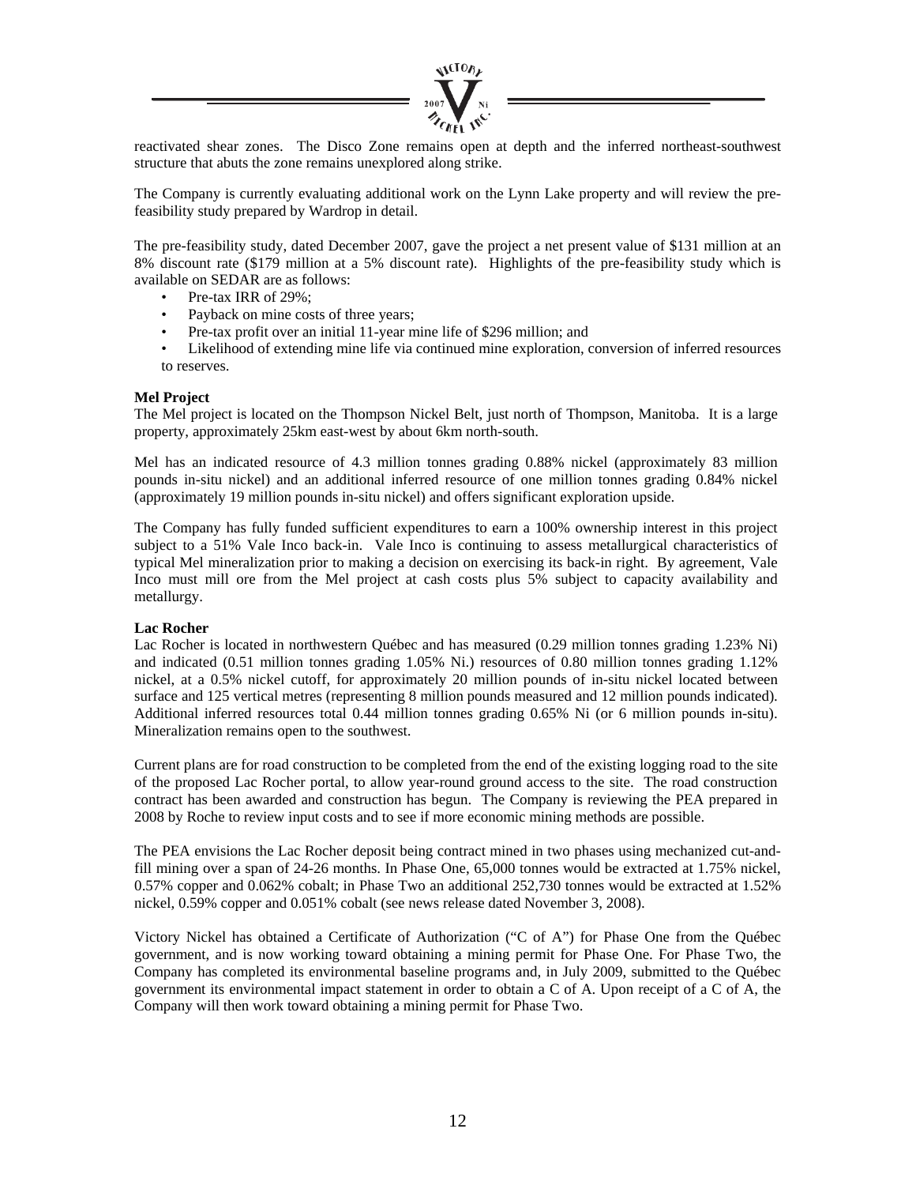reactivated shear zones. The Disco Zone remains open at depth and the inferred northeast-southwest structure that abuts the zone remains unexplored along strike.

The Company is currently evaluating additional work on the Lynn Lake property and will review the pre-feasibility study prepared by Wardrop in detail.

The pre-feasibility study, dated December 2007, gave the project a net present value of $131 million at an 8% discount rate ($179 million at a 5% discount rate). Highlights of the pre-feasibility study which is available on SEDAR are as follows:

- Pre-tax IRR of 29%;
- Payback on mine costs of three years;
- Pre-tax profit over an initial 11-year mine life of $296 million; and
- Likelihood of extending mine life via continued mine exploration, conversion of inferred resources to reserves.

**Mel Project**

The Mel project is located on the Thompson Nickel Belt, just north of Thompson, Manitoba. It is a large property, approximately 25km east-west by about 6km north-south.

Mel has an indicated resource of 4.3 million tonnes grading 0.88% nickel (approximately 83 million pounds in-situ nickel) and an additional inferred resource of one million tonnes grading 0.84% nickel (approximately 19 million pounds in-situ nickel) and offers significant exploration upside.

The Company has fully funded sufficient expenditures to earn a 100% ownership interest in this project subject to a 51% Vale Inco back-in. Vale Inco is continuing to assess metallurgical characteristics of typical Mel mineralization prior to making a decision on exercising its back-in right. By agreement, Vale Inco must mill ore from the Mel project at cash costs plus 5% subject to capacity availability and metallurgy.

**Lac Rocher**

Lac Rocher is located in northwestern Québec and has measured (0.29 million tonnes grading 1.23% Ni) and indicated (0.51 million tonnes grading 1.05% Ni.) resources of 0.80 million tonnes grading 1.12% nickel, at a 0.5% nickel cutoff, for approximately 20 million pounds of in-situ nickel located between surface and 125 vertical metres (representing 8 million pounds measured and 12 million pounds indicated). Additional inferred resources total 0.44 million tonnes grading 0.65% Ni (or 6 million pounds in-situ). Mineralization remains open to the southwest.

Current plans are for road construction to be completed from the end of the existing logging road to the site of the proposed Lac Rocher portal, to allow year-round ground access to the site. The road construction contract has been awarded and construction has begun. The Company is reviewing the PEA prepared in 2008 by Roche to review input costs and to see if more economic mining methods are possible.

The PEA envisions the Lac Rocher deposit being contract mined in two phases using mechanized cut-and-fill mining over a span of 24-26 months. In Phase One, 65,000 tonnes would be extracted at 1.75% nickel, 0.57% copper and 0.062% cobalt; in Phase Two an additional 252,730 tonnes would be extracted at 1.52% nickel, 0.59% copper and 0.051% cobalt (see news release dated November 3, 2008).

Victory Nickel has obtained a Certificate of Authorization ("C of A") for Phase One from the Québec government, and is now working toward obtaining a mining permit for Phase One. For Phase Two, the Company has completed its environmental baseline programs and, in July 2009, submitted to the Québec government its environmental impact statement in order to obtain a C of A. Upon receipt of a C of A, the Company will then work toward obtaining a mining permit for Phase Two.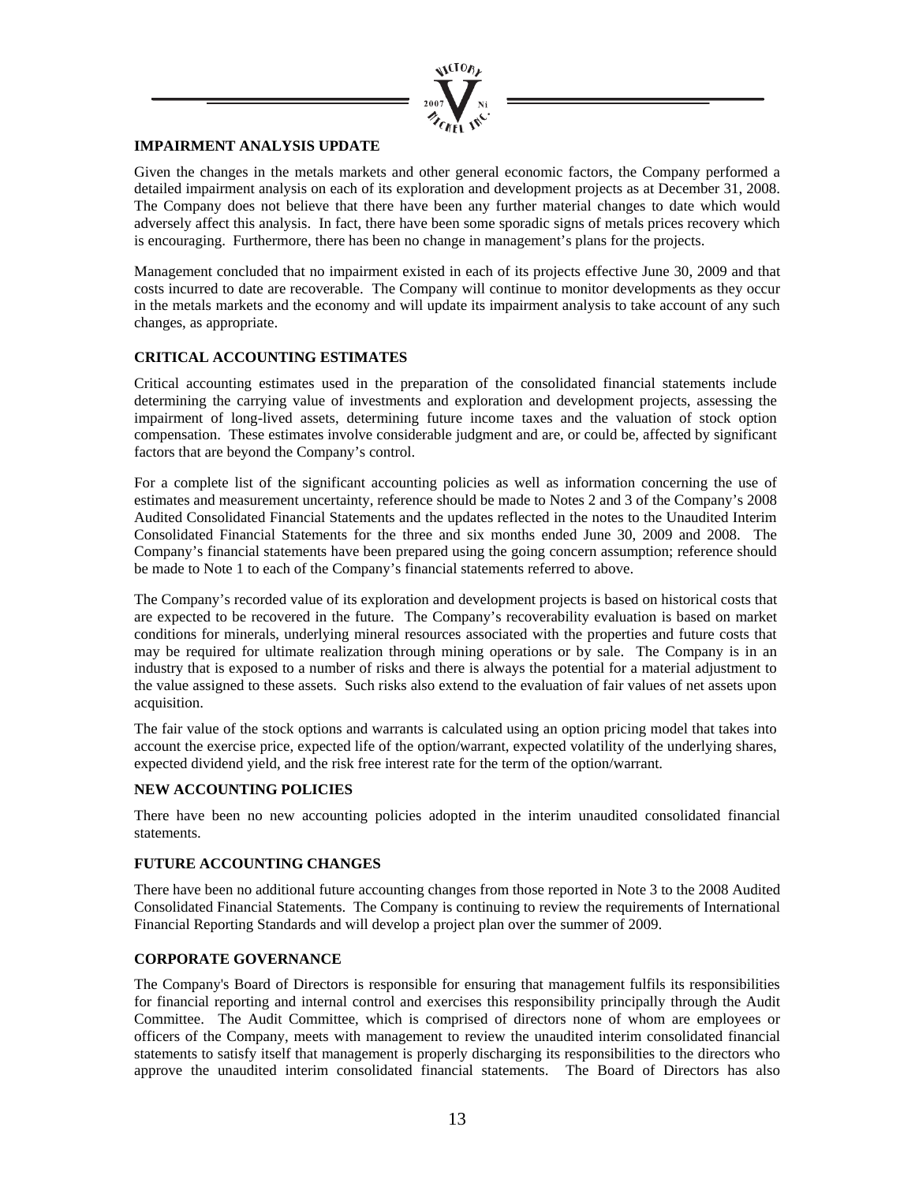## IMPAIRMENT ANALYSIS UPDATE

Given the changes in the metals markets and other general economic factors, the Company performed a detailed impairment analysis on each of its exploration and development projects as at December 31, 2008. The Company does not believe that there have been any further material changes to date which would adversely affect this analysis. In fact, there have been some sporadic signs of metals prices recovery which is encouraging. Furthermore, there has been no change in management's plans for the projects.

Management concluded that no impairment existed in each of its projects effective June 30, 2009 and that costs incurred to date are recoverable. The Company will continue to monitor developments as they occur in the metals markets and the economy and will update its impairment analysis to take account of any such changes, as appropriate.

## CRITICAL ACCOUNTING ESTIMATES

Critical accounting estimates used in the preparation of the consolidated financial statements include determining the carrying value of investments and exploration and development projects, assessing the impairment of long-lived assets, determining future income taxes and the valuation of stock option compensation. These estimates involve considerable judgment and are, or could be, affected by significant factors that are beyond the Company's control.

For a complete list of the significant accounting policies as well as information concerning the use of estimates and measurement uncertainty, reference should be made to Notes 2 and 3 of the Company's 2008 Audited Consolidated Financial Statements and the updates reflected in the notes to the Unaudited Interim Consolidated Financial Statements for the three and six months ended June 30, 2009 and 2008. The Company's financial statements have been prepared using the going concern assumption; reference should be made to Note 1 to each of the Company's financial statements referred to above.

The Company's recorded value of its exploration and development projects is based on historical costs that are expected to be recovered in the future. The Company's recoverability evaluation is based on market conditions for minerals, underlying mineral resources associated with the properties and future costs that may be required for ultimate realization through mining operations or by sale. The Company is in an industry that is exposed to a number of risks and there is always the potential for a material adjustment to the value assigned to these assets. Such risks also extend to the evaluation of fair values of net assets upon acquisition.

The fair value of the stock options and warrants is calculated using an option pricing model that takes into account the exercise price, expected life of the option/warrant, expected volatility of the underlying shares, expected dividend yield, and the risk free interest rate for the term of the option/warrant.

## NEW ACCOUNTING POLICIES

There have been no new accounting policies adopted in the interim unaudited consolidated financial statements.

## FUTURE ACCOUNTING CHANGES

There have been no additional future accounting changes from those reported in Note 3 to the 2008 Audited Consolidated Financial Statements. The Company is continuing to review the requirements of International Financial Reporting Standards and will develop a project plan over the summer of 2009.

## CORPORATE GOVERNANCE

The Company's Board of Directors is responsible for ensuring that management fulfils its responsibilities for financial reporting and internal control and exercises this responsibility principally through the Audit Committee. The Audit Committee, which is comprised of directors none of whom are employees or officers of the Company, meets with management to review the unaudited interim consolidated financial statements to satisfy itself that management is properly discharging its responsibilities to the directors who approve the unaudited interim consolidated financial statements. The Board of Directors has also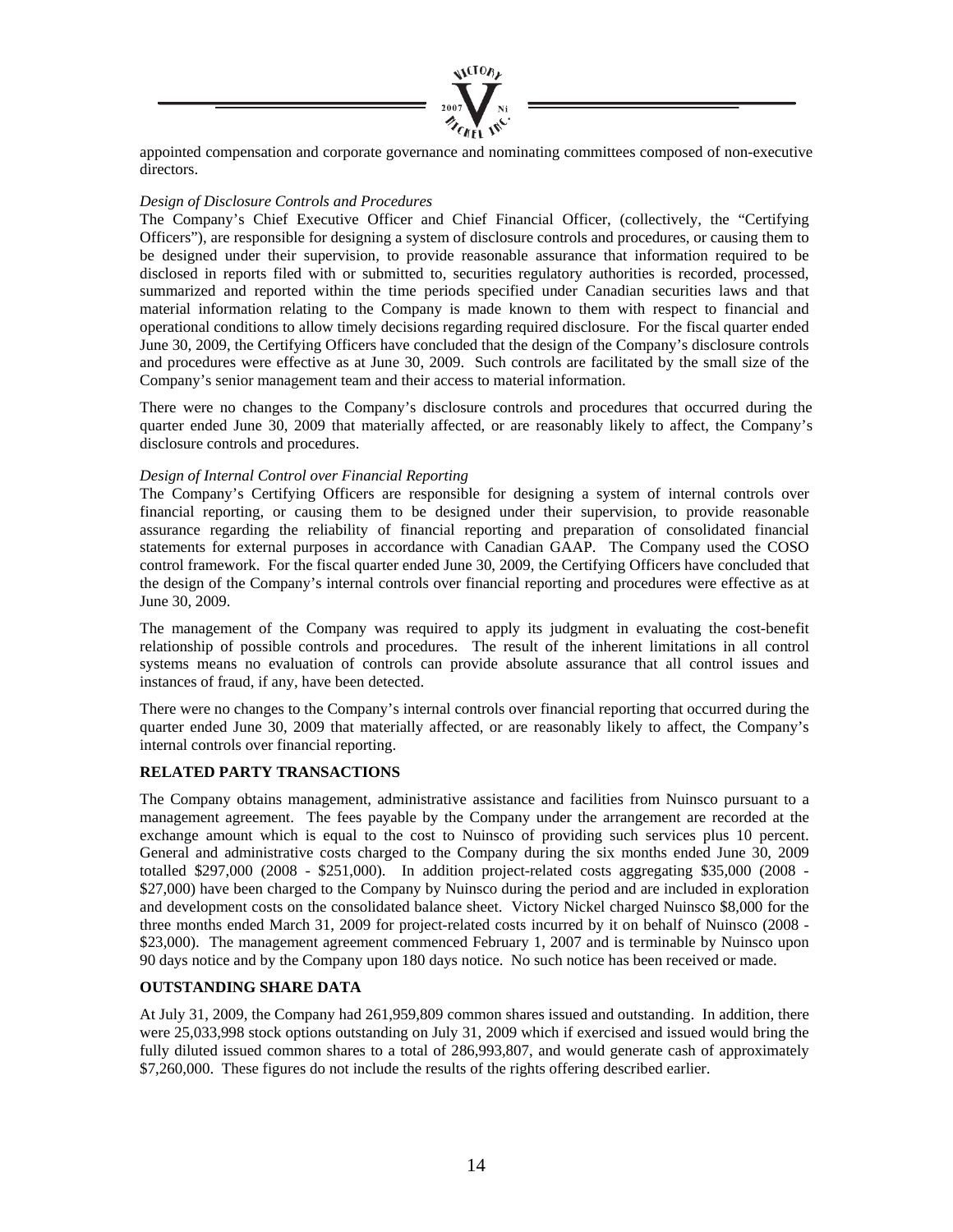appointed compensation and corporate governance and nominating committees composed of non-executive directors.

*Design of Disclosure Controls and Procedures*

The Company's Chief Executive Officer and Chief Financial Officer, (collectively, the "Certifying Officers"), are responsible for designing a system of disclosure controls and procedures, or causing them to be designed under their supervision, to provide reasonable assurance that information required to be disclosed in reports filed with or submitted to, securities regulatory authorities is recorded, processed, summarized and reported within the time periods specified under Canadian securities laws and that material information relating to the Company is made known to them with respect to financial and operational conditions to allow timely decisions regarding required disclosure. For the fiscal quarter ended June 30, 2009, the Certifying Officers have concluded that the design of the Company's disclosure controls and procedures were effective as at June 30, 2009. Such controls are facilitated by the small size of the Company's senior management team and their access to material information.

There were no changes to the Company's disclosure controls and procedures that occurred during the quarter ended June 30, 2009 that materially affected, or are reasonably likely to affect, the Company's disclosure controls and procedures.

*Design of Internal Control over Financial Reporting*

The Company's Certifying Officers are responsible for designing a system of internal controls over financial reporting, or causing them to be designed under their supervision, to provide reasonable assurance regarding the reliability of financial reporting and preparation of consolidated financial statements for external purposes in accordance with Canadian GAAP. The Company used the COSO control framework. For the fiscal quarter ended June 30, 2009, the Certifying Officers have concluded that the design of the Company's internal controls over financial reporting and procedures were effective as at June 30, 2009.

The management of the Company was required to apply its judgment in evaluating the cost-benefit relationship of possible controls and procedures. The result of the inherent limitations in all control systems means no evaluation of controls can provide absolute assurance that all control issues and instances of fraud, if any, have been detected.

There were no changes to the Company's internal controls over financial reporting that occurred during the quarter ended June 30, 2009 that materially affected, or are reasonably likely to affect, the Company's internal controls over financial reporting.

## RELATED PARTY TRANSACTIONS

The Company obtains management, administrative assistance and facilities from Nuinsco pursuant to a management agreement. The fees payable by the Company under the arrangement are recorded at the exchange amount which is equal to the cost to Nuinsco of providing such services plus 10 percent. General and administrative costs charged to the Company during the six months ended June 30, 2009 totalled $297,000 (2008 - $251,000). In addition project-related costs aggregating $35,000 (2008 - $27,000) have been charged to the Company by Nuinsco during the period and are included in exploration and development costs on the consolidated balance sheet. Victory Nickel charged Nuinsco $8,000 for the three months ended March 31, 2009 for project-related costs incurred by it on behalf of Nuinsco (2008 - $23,000). The management agreement commenced February 1, 2007 and is terminable by Nuinsco upon 90 days notice and by the Company upon 180 days notice. No such notice has been received or made.

## OUTSTANDING SHARE DATA

At July 31, 2009, the Company had 261,959,809 common shares issued and outstanding. In addition, there were 25,033,998 stock options outstanding on July 31, 2009 which if exercised and issued would bring the fully diluted issued common shares to a total of 286,993,807, and would generate cash of approximately $7,260,000. These figures do not include the results of the rights offering described earlier.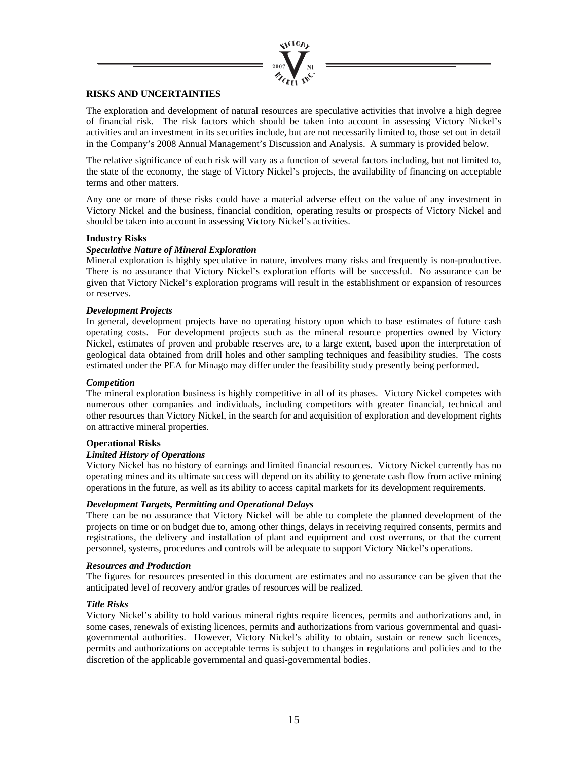## RISKS AND UNCERTAINTIES

The exploration and development of natural resources are speculative activities that involve a high degree of financial risk. The risk factors which should be taken into account in assessing Victory Nickel's activities and an investment in its securities include, but are not necessarily limited to, those set out in detail in the Company's 2008 Annual Management's Discussion and Analysis. A summary is provided below.

The relative significance of each risk will vary as a function of several factors including, but not limited to, the state of the economy, the stage of Victory Nickel's projects, the availability of financing on acceptable terms and other matters.

Any one or more of these risks could have a material adverse effect on the value of any investment in Victory Nickel and the business, financial condition, operating results or prospects of Victory Nickel and should be taken into account in assessing Victory Nickel's activities.

### Industry Risks

***Speculative Nature of Mineral Exploration***

Mineral exploration is highly speculative in nature, involves many risks and frequently is non-productive. There is no assurance that Victory Nickel's exploration efforts will be successful. No assurance can be given that Victory Nickel's exploration programs will result in the establishment or expansion of resources or reserves.

***Development Projects***

In general, development projects have no operating history upon which to base estimates of future cash operating costs. For development projects such as the mineral resource properties owned by Victory Nickel, estimates of proven and probable reserves are, to a large extent, based upon the interpretation of geological data obtained from drill holes and other sampling techniques and feasibility studies. The costs estimated under the PEA for Minago may differ under the feasibility study presently being performed.

***Competition***

The mineral exploration business is highly competitive in all of its phases. Victory Nickel competes with numerous other companies and individuals, including competitors with greater financial, technical and other resources than Victory Nickel, in the search for and acquisition of exploration and development rights on attractive mineral properties.

### Operational Risks

***Limited History of Operations***

Victory Nickel has no history of earnings and limited financial resources. Victory Nickel currently has no operating mines and its ultimate success will depend on its ability to generate cash flow from active mining operations in the future, as well as its ability to access capital markets for its development requirements.

***Development Targets, Permitting and Operational Delays***

There can be no assurance that Victory Nickel will be able to complete the planned development of the projects on time or on budget due to, among other things, delays in receiving required consents, permits and registrations, the delivery and installation of plant and equipment and cost overruns, or that the current personnel, systems, procedures and controls will be adequate to support Victory Nickel's operations.

***Resources and Production***

The figures for resources presented in this document are estimates and no assurance can be given that the anticipated level of recovery and/or grades of resources will be realized.

***Title Risks***

Victory Nickel's ability to hold various mineral rights require licences, permits and authorizations and, in some cases, renewals of existing licences, permits and authorizations from various governmental and quasi-governmental authorities. However, Victory Nickel's ability to obtain, sustain or renew such licences, permits and authorizations on acceptable terms is subject to changes in regulations and policies and to the discretion of the applicable governmental and quasi-governmental bodies.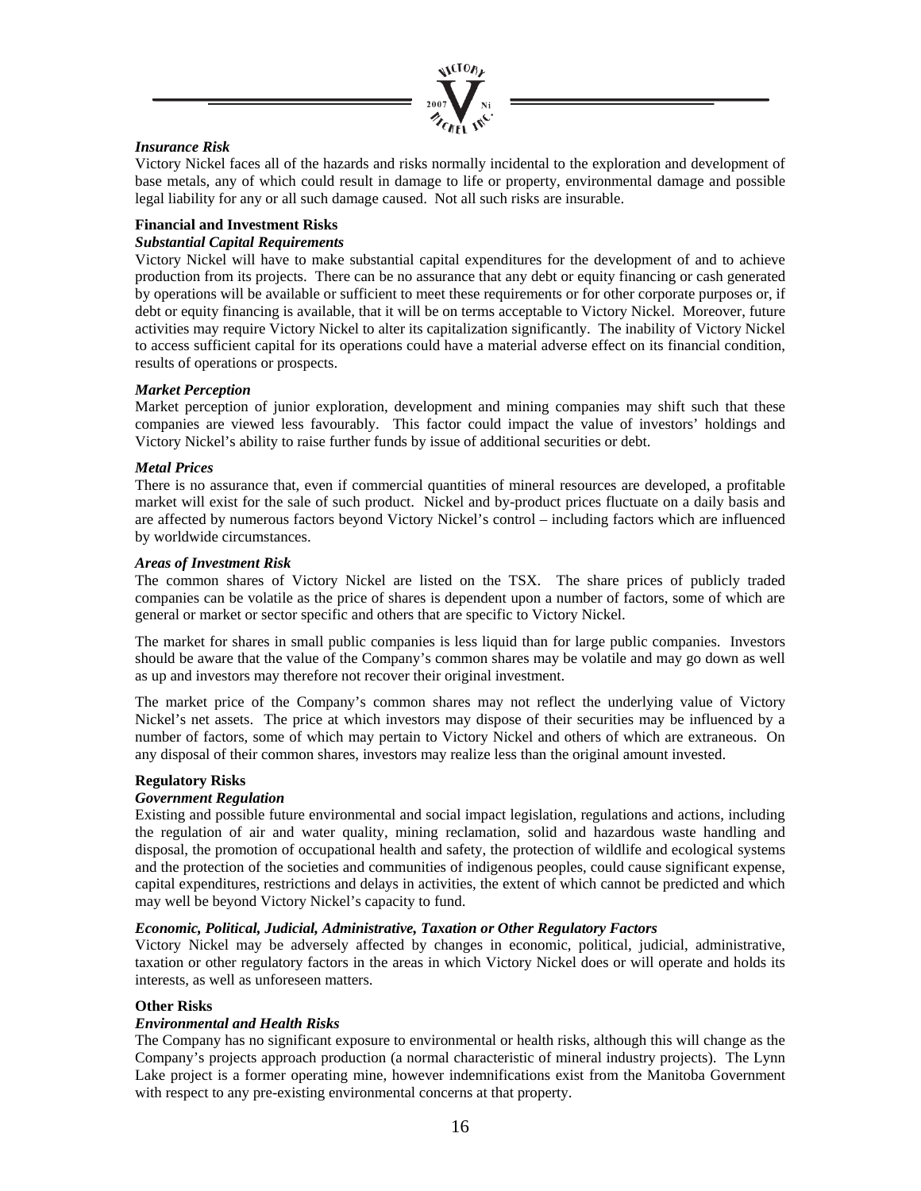***Insurance Risk***

Victory Nickel faces all of the hazards and risks normally incidental to the exploration and development of base metals, any of which could result in damage to life or property, environmental damage and possible legal liability for any or all such damage caused. Not all such risks are insurable.

**Financial and Investment Risks**

***Substantial Capital Requirements***

Victory Nickel will have to make substantial capital expenditures for the development of and to achieve production from its projects. There can be no assurance that any debt or equity financing or cash generated by operations will be available or sufficient to meet these requirements or for other corporate purposes or, if debt or equity financing is available, that it will be on terms acceptable to Victory Nickel. Moreover, future activities may require Victory Nickel to alter its capitalization significantly. The inability of Victory Nickel to access sufficient capital for its operations could have a material adverse effect on its financial condition, results of operations or prospects.

***Market Perception***

Market perception of junior exploration, development and mining companies may shift such that these companies are viewed less favourably. This factor could impact the value of investors' holdings and Victory Nickel's ability to raise further funds by issue of additional securities or debt.

***Metal Prices***

There is no assurance that, even if commercial quantities of mineral resources are developed, a profitable market will exist for the sale of such product. Nickel and by-product prices fluctuate on a daily basis and are affected by numerous factors beyond Victory Nickel's control – including factors which are influenced by worldwide circumstances.

***Areas of Investment Risk***

The common shares of Victory Nickel are listed on the TSX. The share prices of publicly traded companies can be volatile as the price of shares is dependent upon a number of factors, some of which are general or market or sector specific and others that are specific to Victory Nickel.

The market for shares in small public companies is less liquid than for large public companies. Investors should be aware that the value of the Company's common shares may be volatile and may go down as well as up and investors may therefore not recover their original investment.

The market price of the Company's common shares may not reflect the underlying value of Victory Nickel's net assets. The price at which investors may dispose of their securities may be influenced by a number of factors, some of which may pertain to Victory Nickel and others of which are extraneous. On any disposal of their common shares, investors may realize less than the original amount invested.

**Regulatory Risks**

***Government Regulation***

Existing and possible future environmental and social impact legislation, regulations and actions, including the regulation of air and water quality, mining reclamation, solid and hazardous waste handling and disposal, the promotion of occupational health and safety, the protection of wildlife and ecological systems and the protection of the societies and communities of indigenous peoples, could cause significant expense, capital expenditures, restrictions and delays in activities, the extent of which cannot be predicted and which may well be beyond Victory Nickel's capacity to fund.

***Economic, Political, Judicial, Administrative, Taxation or Other Regulatory Factors***

Victory Nickel may be adversely affected by changes in economic, political, judicial, administrative, taxation or other regulatory factors in the areas in which Victory Nickel does or will operate and holds its interests, as well as unforeseen matters.

**Other Risks**

***Environmental and Health Risks***

The Company has no significant exposure to environmental or health risks, although this will change as the Company's projects approach production (a normal characteristic of mineral industry projects). The Lynn Lake project is a former operating mine, however indemnifications exist from the Manitoba Government with respect to any pre-existing environmental concerns at that property.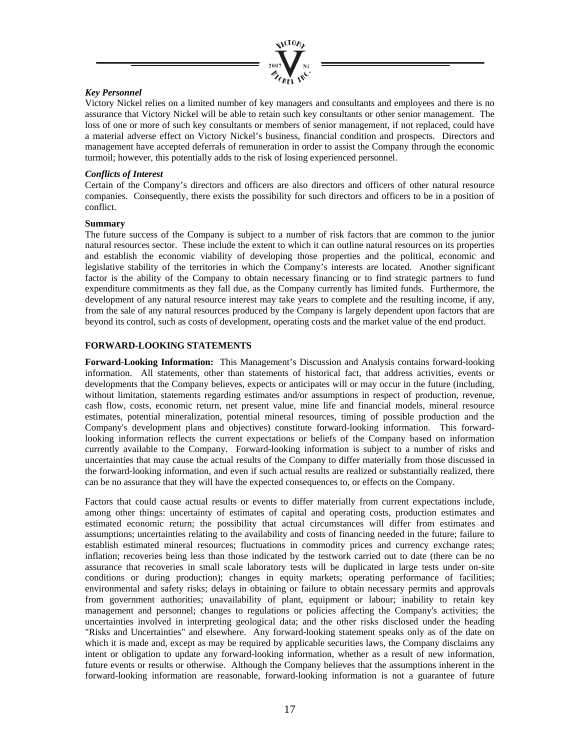### *Key Personnel*

Victory Nickel relies on a limited number of key managers and consultants and employees and there is no assurance that Victory Nickel will be able to retain such key consultants or other senior management. The loss of one or more of such key consultants or members of senior management, if not replaced, could have a material adverse effect on Victory Nickel's business, financial condition and prospects. Directors and management have accepted deferrals of remuneration in order to assist the Company through the economic turmoil; however, this potentially adds to the risk of losing experienced personnel.

### *Conflicts of Interest*

Certain of the Company's directors and officers are also directors and officers of other natural resource companies. Consequently, there exists the possibility for such directors and officers to be in a position of conflict.

### Summary

The future success of the Company is subject to a number of risk factors that are common to the junior natural resources sector. These include the extent to which it can outline natural resources on its properties and establish the economic viability of developing those properties and the political, economic and legislative stability of the territories in which the Company's interests are located. Another significant factor is the ability of the Company to obtain necessary financing or to find strategic partners to fund expenditure commitments as they fall due, as the Company currently has limited funds. Furthermore, the development of any natural resource interest may take years to complete and the resulting income, if any, from the sale of any natural resources produced by the Company is largely dependent upon factors that are beyond its control, such as costs of development, operating costs and the market value of the end product.

## FORWARD-LOOKING STATEMENTS

**Forward-Looking Information:** This Management's Discussion and Analysis contains forward-looking information. All statements, other than statements of historical fact, that address activities, events or developments that the Company believes, expects or anticipates will or may occur in the future (including, without limitation, statements regarding estimates and/or assumptions in respect of production, revenue, cash flow, costs, economic return, net present value, mine life and financial models, mineral resource estimates, potential mineralization, potential mineral resources, timing of possible production and the Company's development plans and objectives) constitute forward-looking information. This forward-looking information reflects the current expectations or beliefs of the Company based on information currently available to the Company. Forward-looking information is subject to a number of risks and uncertainties that may cause the actual results of the Company to differ materially from those discussed in the forward-looking information, and even if such actual results are realized or substantially realized, there can be no assurance that they will have the expected consequences to, or effects on the Company.

Factors that could cause actual results or events to differ materially from current expectations include, among other things: uncertainty of estimates of capital and operating costs, production estimates and estimated economic return; the possibility that actual circumstances will differ from estimates and assumptions; uncertainties relating to the availability and costs of financing needed in the future; failure to establish estimated mineral resources; fluctuations in commodity prices and currency exchange rates; inflation; recoveries being less than those indicated by the testwork carried out to date (there can be no assurance that recoveries in small scale laboratory tests will be duplicated in large tests under on-site conditions or during production); changes in equity markets; operating performance of facilities; environmental and safety risks; delays in obtaining or failure to obtain necessary permits and approvals from government authorities; unavailability of plant, equipment or labour; inability to retain key management and personnel; changes to regulations or policies affecting the Company's activities; the uncertainties involved in interpreting geological data; and the other risks disclosed under the heading "Risks and Uncertainties" and elsewhere. Any forward-looking statement speaks only as of the date on which it is made and, except as may be required by applicable securities laws, the Company disclaims any intent or obligation to update any forward-looking information, whether as a result of new information, future events or results or otherwise. Although the Company believes that the assumptions inherent in the forward-looking information are reasonable, forward-looking information is not a guarantee of future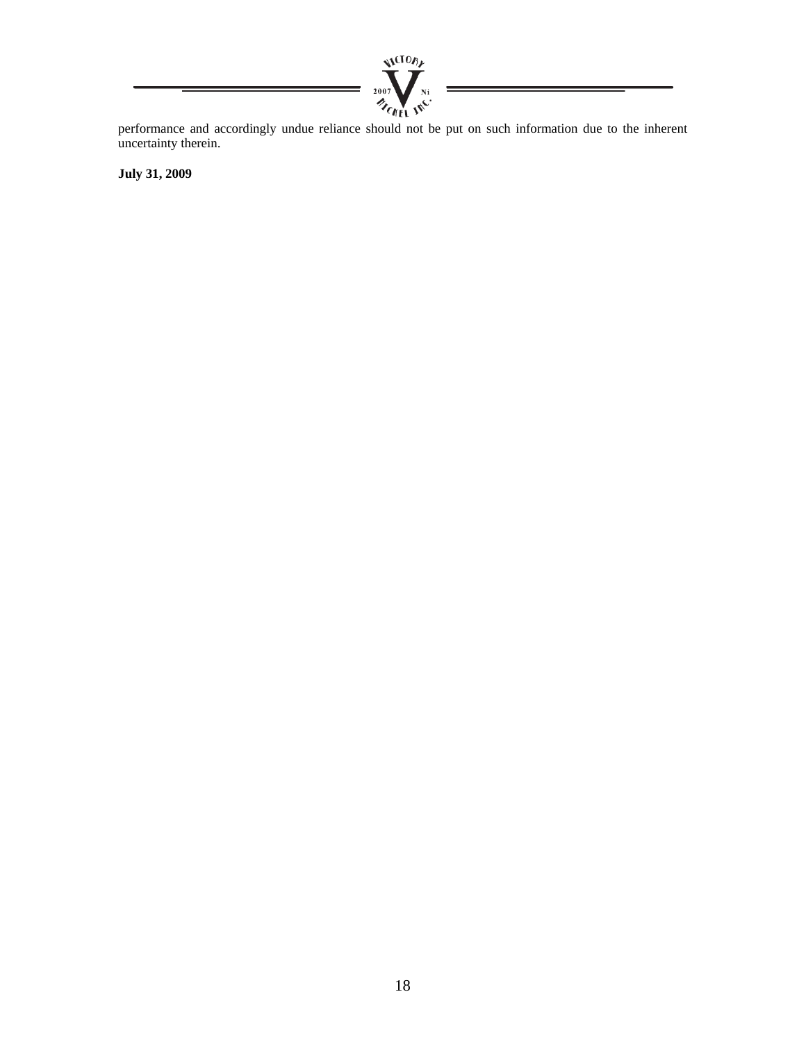performance and accordingly undue reliance should not be put on such information due to the inherent uncertainty therein.

**July 31, 2009**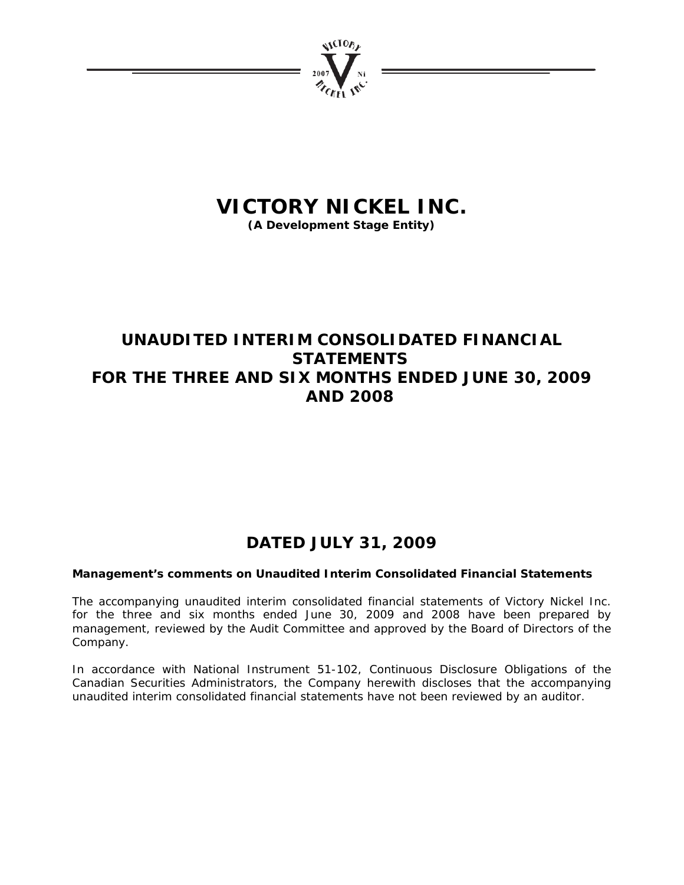# VICTORY NICKEL INC.

**(A Development Stage Entity)**

## UNAUDITED INTERIM CONSOLIDATED FINANCIAL STATEMENTS FOR THE THREE AND SIX MONTHS ENDED JUNE 30, 2009 AND 2008

## DATED JULY 31, 2009

**Management's comments on Unaudited Interim Consolidated Financial Statements**

The accompanying unaudited interim consolidated financial statements of Victory Nickel Inc. for the three and six months ended June 30, 2009 and 2008 have been prepared by management, reviewed by the Audit Committee and approved by the Board of Directors of the Company.

In accordance with National Instrument 51-102, Continuous Disclosure Obligations of the Canadian Securities Administrators, the Company herewith discloses that the accompanying unaudited interim consolidated financial statements have not been reviewed by an auditor.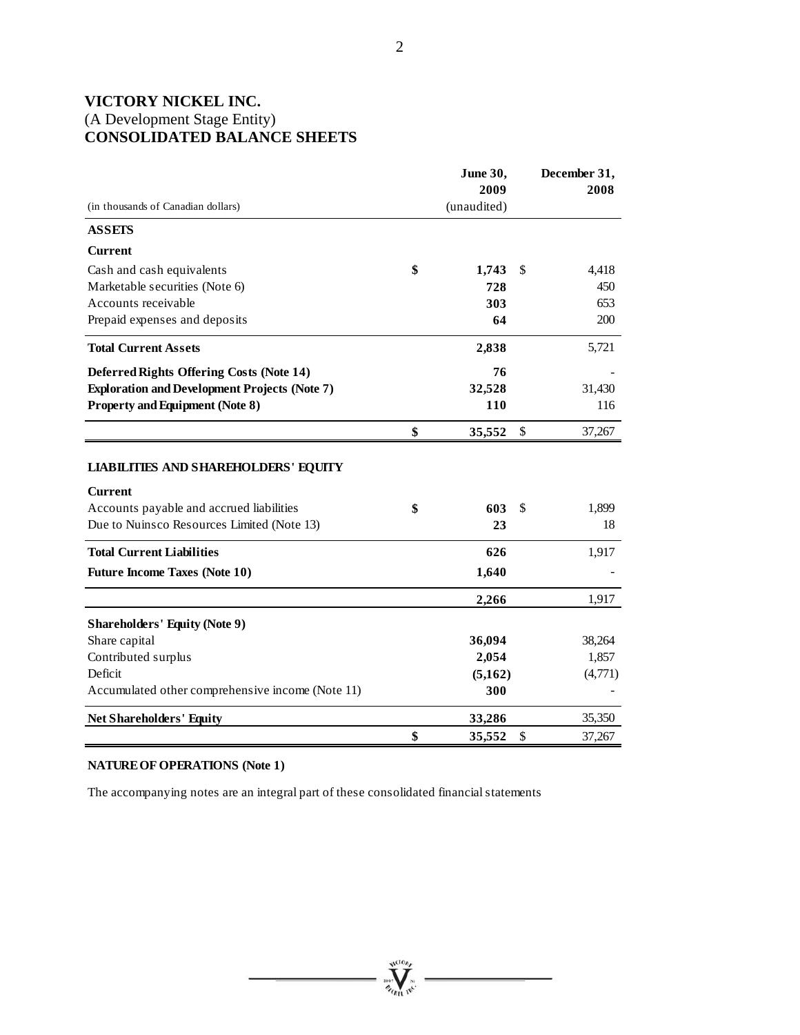# VICTORY NICKEL INC.

(A Development Stage Entity)

**CONSOLIDATED BALANCE SHEETS**

| (in thousands of Canadian dollars) | June 30, 2009 (unaudited) | December 31, 2008 |
|---|---|---|
| **ASSETS** | | |
| **Current** | | |
| Cash and cash equivalents | **$ 1,743** | $ 4,418 |
| Marketable securities (Note 6) | **728** | 450 |
| Accounts receivable | **303** | 653 |
| Prepaid expenses and deposits | **64** | 200 |
| **Total Current Assets** | **2,838** | 5,721 |
| **Deferred Rights Offering Costs (Note 14)** | **76** | - |
| **Exploration and Development Projects (Note 7)** | **32,528** | 31,430 |
| **Property and Equipment (Note 8)** | **110** | 116 |
| | **$ 35,552** | $ 37,267 |
| **LIABILITIES AND SHAREHOLDERS' EQUITY** | | |
| **Current** | | |
| Accounts payable and accrued liabilities | **$ 603** | $ 1,899 |
| Due to Nuinsco Resources Limited (Note 13) | **23** | 18 |
| **Total Current Liabilities** | **626** | 1,917 |
| **Future Income Taxes (Note 10)** | **1,640** | - |
| | **2,266** | 1,917 |
| **Shareholders' Equity (Note 9)** | | |
| Share capital | **36,094** | 38,264 |
| Contributed surplus | **2,054** | 1,857 |
| Deficit | **(5,162)** | (4,771) |
| Accumulated other comprehensive income (Note 11) | **300** | - |
| **Net Shareholders' Equity** | **33,286** | 35,350 |
| | **$ 35,552** | $ 37,267 |

**NATURE OF OPERATIONS (Note 1)**

The accompanying notes are an integral part of these consolidated financial statements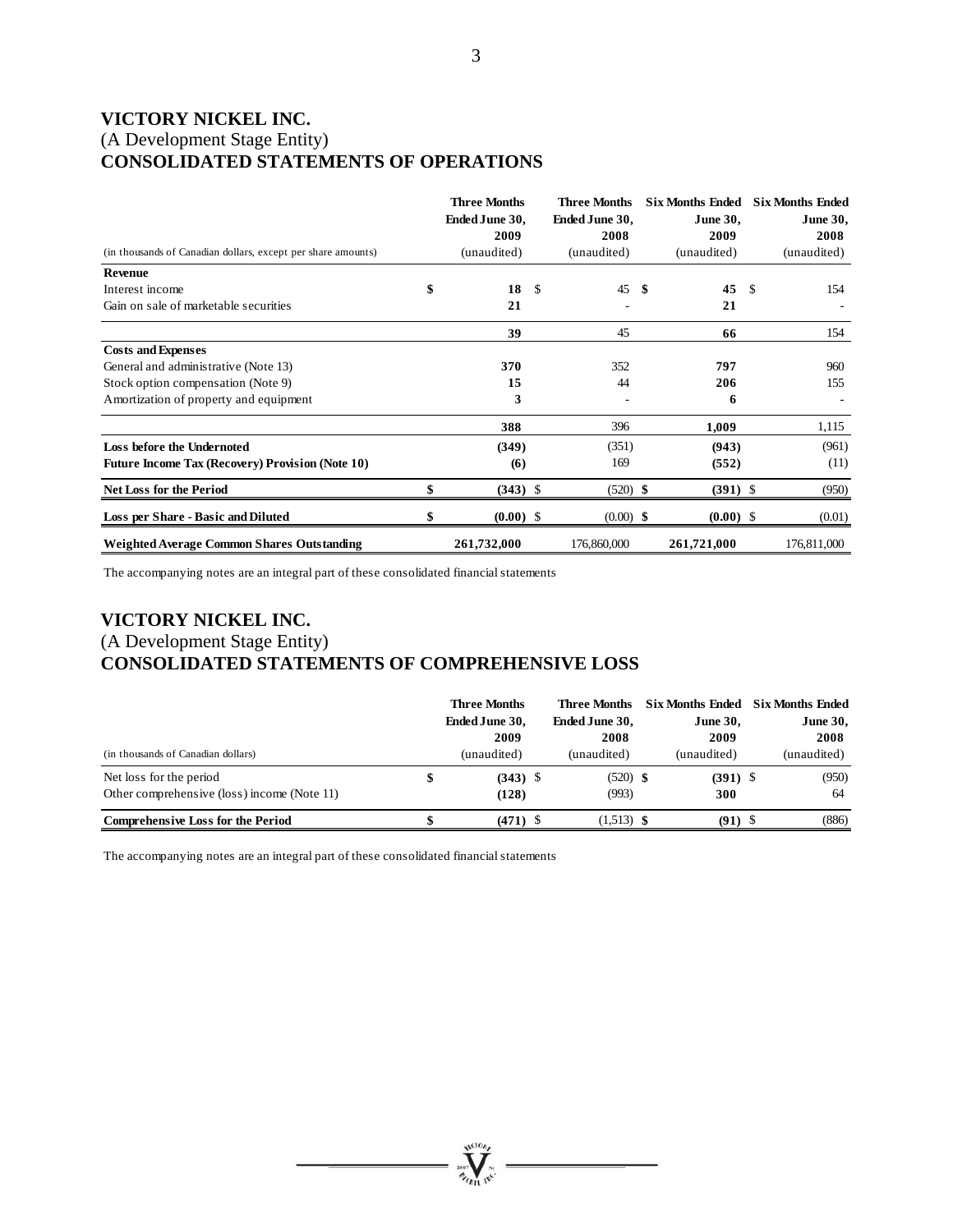# VICTORY NICKEL INC.

(A Development Stage Entity)

## CONSOLIDATED STATEMENTS OF OPERATIONS

| (in thousands of Canadian dollars, except per share amounts) | Three Months Ended June 30, 2009 (unaudited) | Three Months Ended June 30, 2008 (unaudited) | Six Months Ended June 30, 2009 (unaudited) | Six Months Ended June 30, 2008 (unaudited) |
|---|---|---|---|---|
| **Revenue** | | | | |
| Interest income | **$ 18** | $ 45 | **$ 45** | $ 154 |
| Gain on sale of marketable securities | **21** | - | **21** | - |
| | **39** | 45 | **66** | 154 |
| **Costs and Expenses** | | | | |
| General and administrative (Note 13) | **370** | 352 | **797** | 960 |
| Stock option compensation (Note 9) | **15** | 44 | **206** | 155 |
| Amortization of property and equipment | **3** | - | **6** | - |
| | **388** | 396 | **1,009** | 1,115 |
| **Loss before the Undernoted** | **(349)** | (351) | **(943)** | (961) |
| **Future Income Tax (Recovery) Provision (Note 10)** | **(6)** | 169 | **(552)** | (11) |
| **Net Loss for the Period** | **$ (343)** | $ (520) | **$ (391)** | $ (950) |
| **Loss per Share - Basic and Diluted** | **$ (0.00)** | $ (0.00) | **$ (0.00)** | $ (0.01) |
| **Weighted Average Common Shares Outstanding** | **261,732,000** | 176,860,000 | **261,721,000** | 176,811,000 |

The accompanying notes are an integral part of these consolidated financial statements

# VICTORY NICKEL INC.

(A Development Stage Entity)

## CONSOLIDATED STATEMENTS OF COMPREHENSIVE LOSS

| (in thousands of Canadian dollars) | Three Months Ended June 30, 2009 (unaudited) | Three Months Ended June 30, 2008 (unaudited) | Six Months Ended June 30, 2009 (unaudited) | Six Months Ended June 30, 2008 (unaudited) |
|---|---|---|---|---|
| Net loss for the period | **$ (343)** | $ (520) | **$ (391)** | $ (950) |
| Other comprehensive (loss) income (Note 11) | **(128)** | (993) | **300** | 64 |
| **Comprehensive Loss for the Period** | **$ (471)** | $ (1,513) | **$ (91)** | $ (886) |

The accompanying notes are an integral part of these consolidated financial statements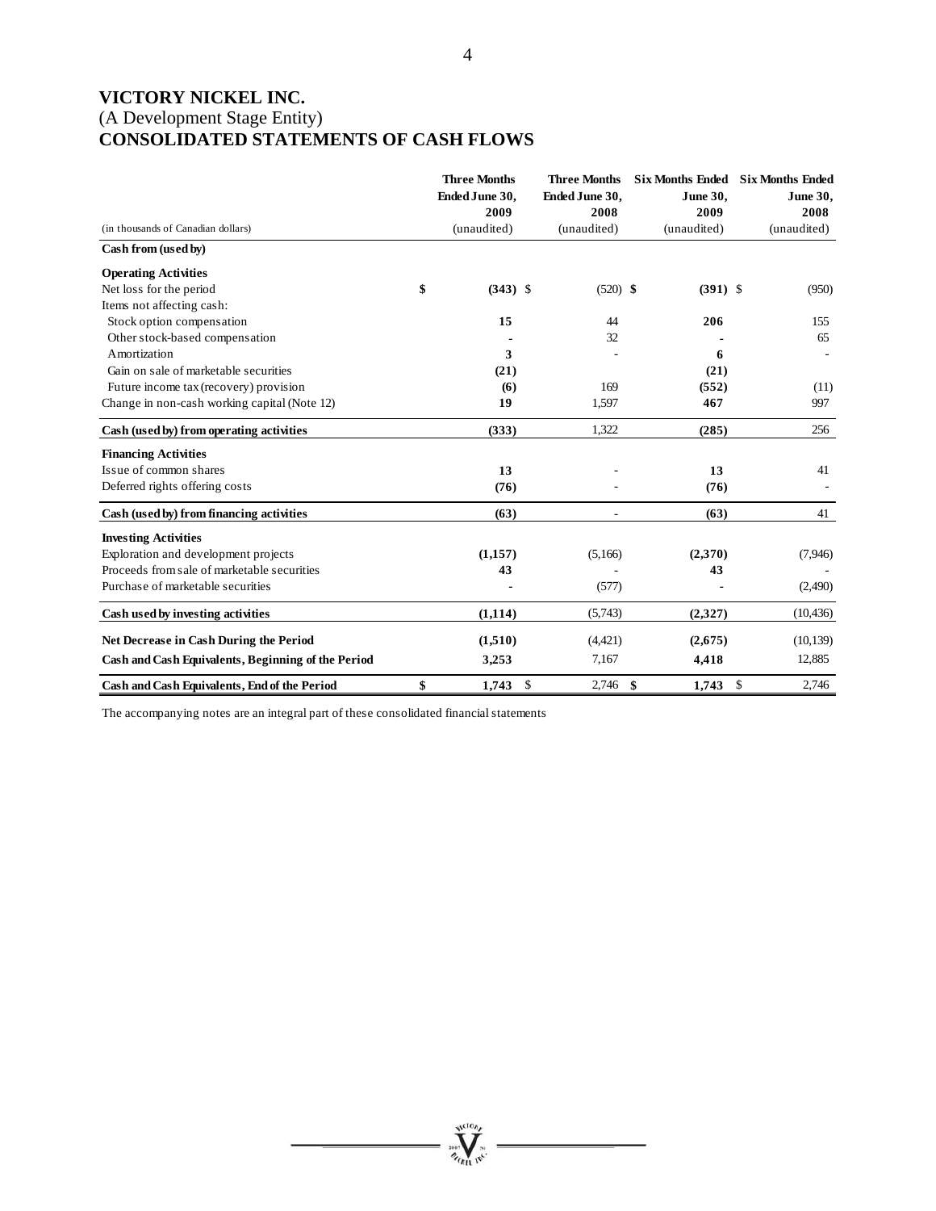# VICTORY NICKEL INC.
(A Development Stage Entity)
**CONSOLIDATED STATEMENTS OF CASH FLOWS**

| (in thousands of Canadian dollars) | Three Months Ended June 30, 2009 (unaudited) | Three Months Ended June 30, 2008 (unaudited) | Six Months Ended June 30, 2009 (unaudited) | Six Months Ended June 30, 2008 (unaudited) |
|---|---|---|---|---|
| **Cash from (used by)** | | | | |
| **Operating Activities** | | | | |
| Net loss for the period | **$ (343)** | $ (520) | **$ (391)** | $ (950) |
| Items not affecting cash: | | | | |
| Stock option compensation | **15** | 44 | **206** | 155 |
| Other stock-based compensation | **-** | 32 | **-** | 65 |
| Amortization | **3** | - | **6** | - |
| Gain on sale of marketable securities | **(21)** | | **(21)** | |
| Future income tax (recovery) provision | **(6)** | 169 | **(552)** | (11) |
| Change in non-cash working capital (Note 12) | **19** | 1,597 | **467** | 997 |
| **Cash (used by) from operating activities** | **(333)** | 1,322 | **(285)** | 256 |
| **Financing Activities** | | | | |
| Issue of common shares | **13** | - | **13** | 41 |
| Deferred rights offering costs | **(76)** | - | **(76)** | - |
| **Cash (used by) from financing activities** | **(63)** | - | **(63)** | 41 |
| **Investing Activities** | | | | |
| Exploration and development projects | **(1,157)** | (5,166) | **(2,370)** | (7,946) |
| Proceeds from sale of marketable securities | **43** | - | **43** | - |
| Purchase of marketable securities | **-** | (577) | **-** | (2,490) |
| **Cash used by investing activities** | **(1,114)** | (5,743) | **(2,327)** | (10,436) |
| **Net Decrease in Cash During the Period** | **(1,510)** | (4,421) | **(2,675)** | (10,139) |
| **Cash and Cash Equivalents, Beginning of the Period** | **3,253** | 7,167 | **4,418** | 12,885 |
| **Cash and Cash Equivalents, End of the Period** | **$ 1,743** | $ 2,746 | **$ 1,743** | $ 2,746 |

The accompanying notes are an integral part of these consolidated financial statements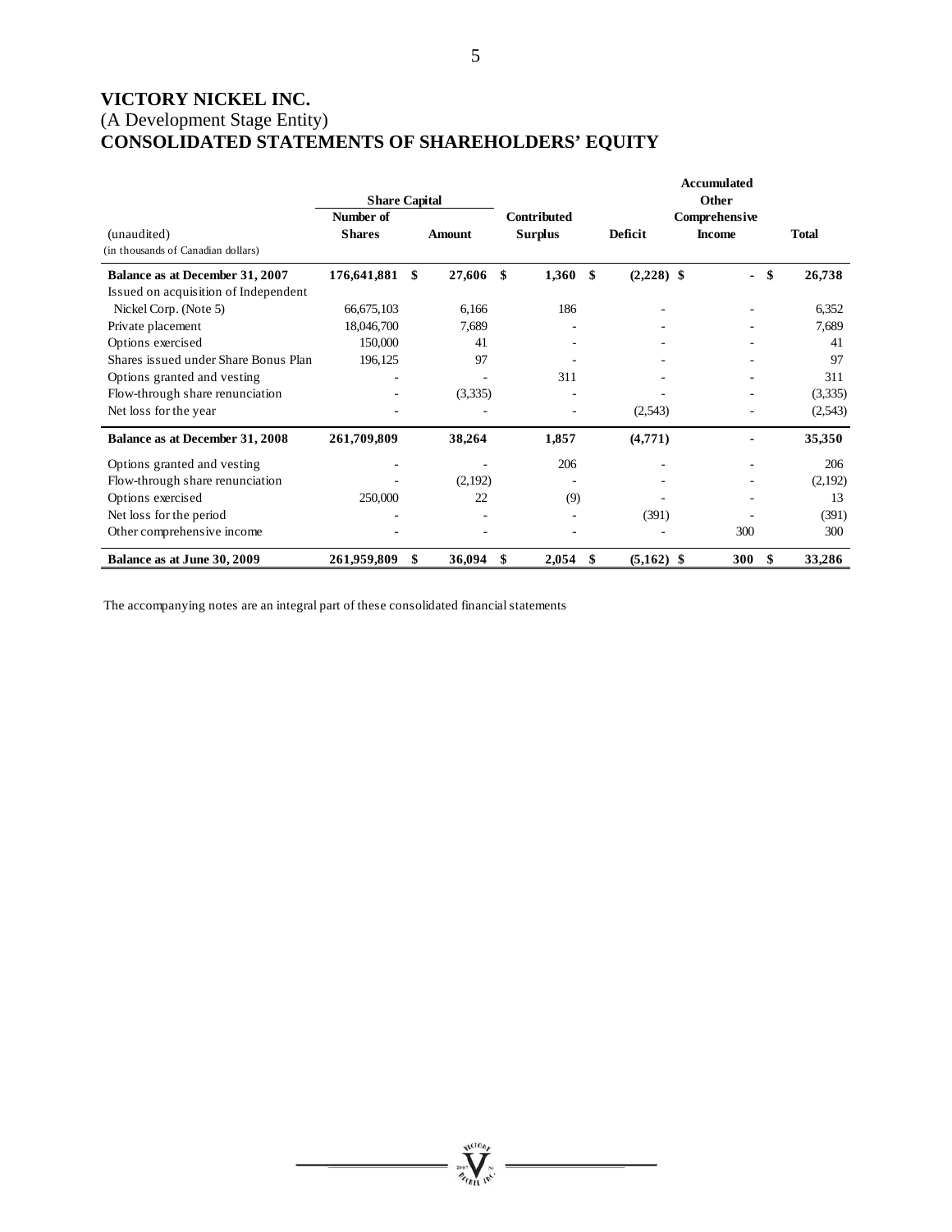# VICTORY NICKEL INC.
(A Development Stage Entity)
# CONSOLIDATED STATEMENTS OF SHAREHOLDERS' EQUITY

| (unaudited)<br>(in thousands of Canadian dollars) | Share Capital<br>Number of Shares | <br>Amount | Contributed Surplus | Deficit | Accumulated Other Comprehensive Income | Total |
|---|---|---|---|---|---|---|
| **Balance as at December 31, 2007** | **176,641,881** | **$ 27,606** | **$ 1,360** | **$ (2,228)** | **$ -** | **$ 26,738** |
| Issued on acquisition of Independent Nickel Corp. (Note 5) | 66,675,103 | 6,166 | 186 | - | - | 6,352 |
| Private placement | 18,046,700 | 7,689 | - | - | - | 7,689 |
| Options exercised | 150,000 | 41 | - | - | - | 41 |
| Shares issued under Share Bonus Plan | 196,125 | 97 | - | - | - | 97 |
| Options granted and vesting | - | - | 311 | - | - | 311 |
| Flow-through share renunciation | - | (3,335) | - | - | - | (3,335) |
| Net loss for the year | - | - | - | (2,543) | - | (2,543) |
| **Balance as at December 31, 2008** | **261,709,809** | **38,264** | **1,857** | **(4,771)** | **-** | **35,350** |
| Options granted and vesting | - | - | 206 | - | - | 206 |
| Flow-through share renunciation | - | (2,192) | - | - | - | (2,192) |
| Options exercised | 250,000 | 22 | (9) | - | - | 13 |
| Net loss for the period | - | - | - | (391) | - | (391) |
| Other comprehensive income | - | - | - | - | 300 | 300 |
| **Balance as at June 30, 2009** | **261,959,809** | **$ 36,094** | **$ 2,054** | **$ (5,162)** | **$ 300** | **$ 33,286** |

The accompanying notes are an integral part of these consolidated financial statements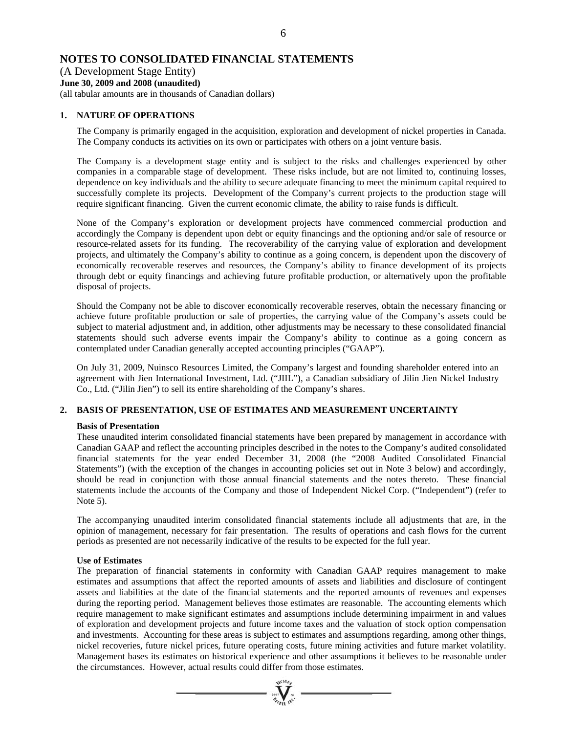# NOTES TO CONSOLIDATED FINANCIAL STATEMENTS

(A Development Stage Entity)
**June 30, 2009 and 2008 (unaudited)**
(all tabular amounts are in thousands of Canadian dollars)

## 1. NATURE OF OPERATIONS

The Company is primarily engaged in the acquisition, exploration and development of nickel properties in Canada. The Company conducts its activities on its own or participates with others on a joint venture basis.

The Company is a development stage entity and is subject to the risks and challenges experienced by other companies in a comparable stage of development. These risks include, but are not limited to, continuing losses, dependence on key individuals and the ability to secure adequate financing to meet the minimum capital required to successfully complete its projects. Development of the Company's current projects to the production stage will require significant financing. Given the current economic climate, the ability to raise funds is difficult.

None of the Company's exploration or development projects have commenced commercial production and accordingly the Company is dependent upon debt or equity financings and the optioning and/or sale of resource or resource-related assets for its funding. The recoverability of the carrying value of exploration and development projects, and ultimately the Company's ability to continue as a going concern, is dependent upon the discovery of economically recoverable reserves and resources, the Company's ability to finance development of its projects through debt or equity financings and achieving future profitable production, or alternatively upon the profitable disposal of projects.

Should the Company not be able to discover economically recoverable reserves, obtain the necessary financing or achieve future profitable production or sale of properties, the carrying value of the Company's assets could be subject to material adjustment and, in addition, other adjustments may be necessary to these consolidated financial statements should such adverse events impair the Company's ability to continue as a going concern as contemplated under Canadian generally accepted accounting principles ("GAAP").

On July 31, 2009, Nuinsco Resources Limited, the Company's largest and founding shareholder entered into an agreement with Jien International Investment, Ltd. ("JIIL"), a Canadian subsidiary of Jilin Jien Nickel Industry Co., Ltd. ("Jilin Jien") to sell its entire shareholding of the Company's shares.

## 2. BASIS OF PRESENTATION, USE OF ESTIMATES AND MEASUREMENT UNCERTAINTY

**Basis of Presentation**

These unaudited interim consolidated financial statements have been prepared by management in accordance with Canadian GAAP and reflect the accounting principles described in the notes to the Company's audited consolidated financial statements for the year ended December 31, 2008 (the "2008 Audited Consolidated Financial Statements") (with the exception of the changes in accounting policies set out in Note 3 below) and accordingly, should be read in conjunction with those annual financial statements and the notes thereto. These financial statements include the accounts of the Company and those of Independent Nickel Corp. ("Independent") (refer to Note 5).

The accompanying unaudited interim consolidated financial statements include all adjustments that are, in the opinion of management, necessary for fair presentation. The results of operations and cash flows for the current periods as presented are not necessarily indicative of the results to be expected for the full year.

**Use of Estimates**

The preparation of financial statements in conformity with Canadian GAAP requires management to make estimates and assumptions that affect the reported amounts of assets and liabilities and disclosure of contingent assets and liabilities at the date of the financial statements and the reported amounts of revenues and expenses during the reporting period. Management believes those estimates are reasonable. The accounting elements which require management to make significant estimates and assumptions include determining impairment in and values of exploration and development projects and future income taxes and the valuation of stock option compensation and investments. Accounting for these areas is subject to estimates and assumptions regarding, among other things, nickel recoveries, future nickel prices, future operating costs, future mining activities and future market volatility. Management bases its estimates on historical experience and other assumptions it believes to be reasonable under the circumstances. However, actual results could differ from those estimates.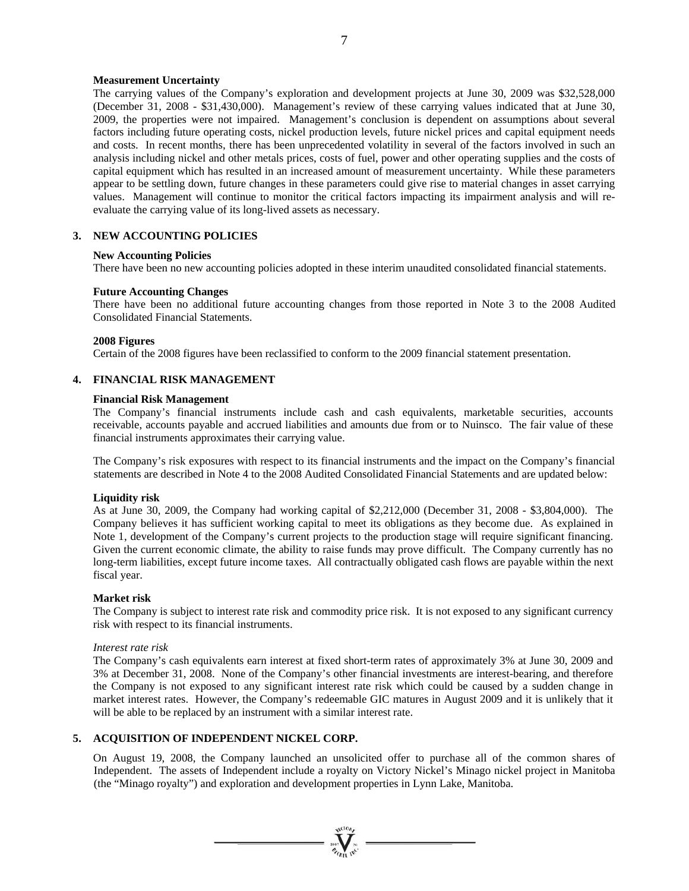**Measurement Uncertainty**

The carrying values of the Company's exploration and development projects at June 30, 2009 was $32,528,000 (December 31, 2008 - $31,430,000). Management's review of these carrying values indicated that at June 30, 2009, the properties were not impaired. Management's conclusion is dependent on assumptions about several factors including future operating costs, nickel production levels, future nickel prices and capital equipment needs and costs. In recent months, there has been unprecedented volatility in several of the factors involved in such an analysis including nickel and other metals prices, costs of fuel, power and other operating supplies and the costs of capital equipment which has resulted in an increased amount of measurement uncertainty. While these parameters appear to be settling down, future changes in these parameters could give rise to material changes in asset carrying values. Management will continue to monitor the critical factors impacting its impairment analysis and will re-evaluate the carrying value of its long-lived assets as necessary.

## 3. NEW ACCOUNTING POLICIES

**New Accounting Policies**

There have been no new accounting policies adopted in these interim unaudited consolidated financial statements.

**Future Accounting Changes**

There have been no additional future accounting changes from those reported in Note 3 to the 2008 Audited Consolidated Financial Statements.

**2008 Figures**

Certain of the 2008 figures have been reclassified to conform to the 2009 financial statement presentation.

## 4. FINANCIAL RISK MANAGEMENT

**Financial Risk Management**

The Company's financial instruments include cash and cash equivalents, marketable securities, accounts receivable, accounts payable and accrued liabilities and amounts due from or to Nuinsco. The fair value of these financial instruments approximates their carrying value.

The Company's risk exposures with respect to its financial instruments and the impact on the Company's financial statements are described in Note 4 to the 2008 Audited Consolidated Financial Statements and are updated below:

**Liquidity risk**

As at June 30, 2009, the Company had working capital of $2,212,000 (December 31, 2008 - $3,804,000). The Company believes it has sufficient working capital to meet its obligations as they become due. As explained in Note 1, development of the Company's current projects to the production stage will require significant financing. Given the current economic climate, the ability to raise funds may prove difficult. The Company currently has no long-term liabilities, except future income taxes. All contractually obligated cash flows are payable within the next fiscal year.

**Market risk**

The Company is subject to interest rate risk and commodity price risk. It is not exposed to any significant currency risk with respect to its financial instruments.

*Interest rate risk*

The Company's cash equivalents earn interest at fixed short-term rates of approximately 3% at June 30, 2009 and 3% at December 31, 2008. None of the Company's other financial investments are interest-bearing, and therefore the Company is not exposed to any significant interest rate risk which could be caused by a sudden change in market interest rates. However, the Company's redeemable GIC matures in August 2009 and it is unlikely that it will be able to be replaced by an instrument with a similar interest rate.

## 5. ACQUISITION OF INDEPENDENT NICKEL CORP.

On August 19, 2008, the Company launched an unsolicited offer to purchase all of the common shares of Independent. The assets of Independent include a royalty on Victory Nickel's Minago nickel project in Manitoba (the "Minago royalty") and exploration and development properties in Lynn Lake, Manitoba.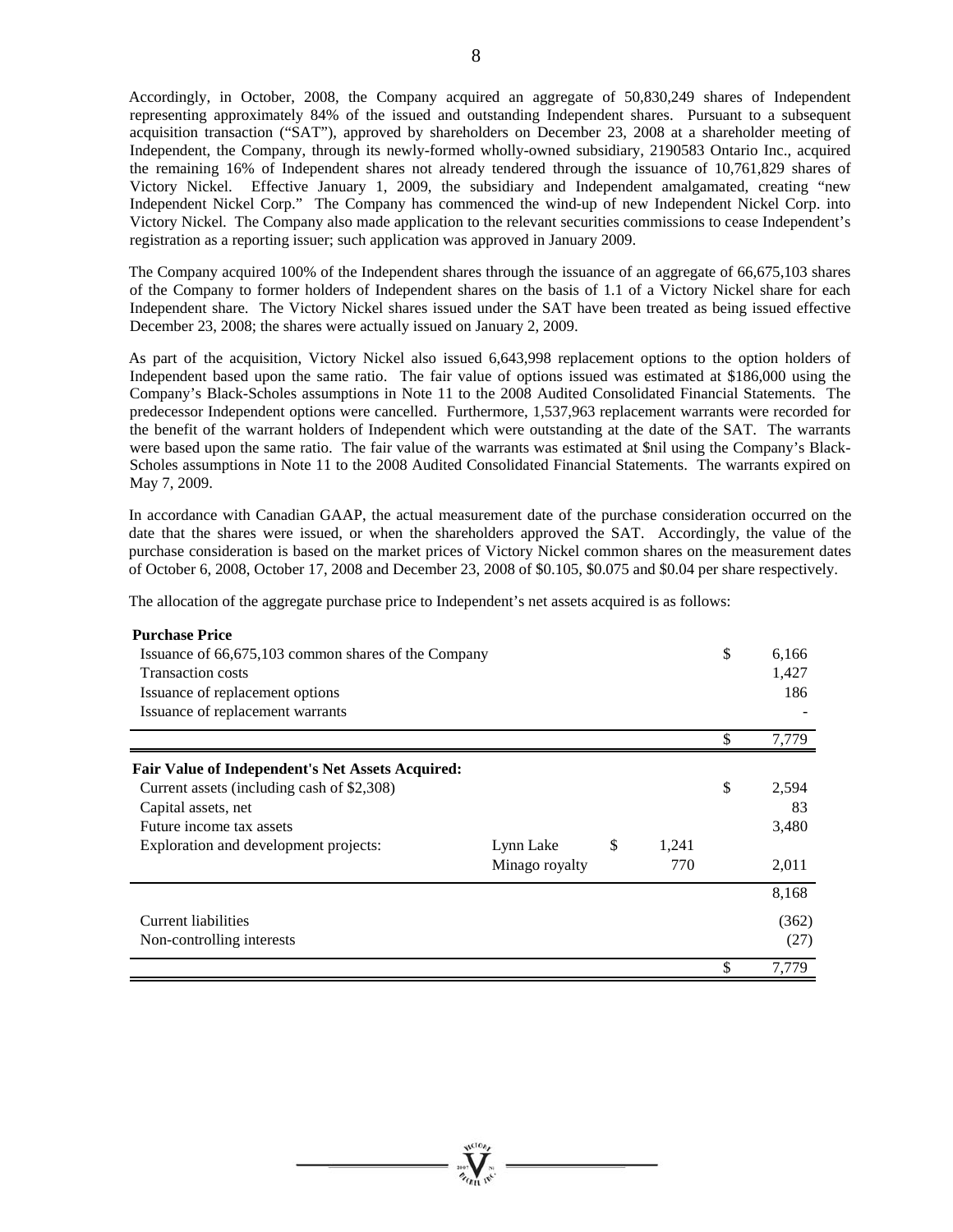Accordingly, in October, 2008, the Company acquired an aggregate of 50,830,249 shares of Independent representing approximately 84% of the issued and outstanding Independent shares. Pursuant to a subsequent acquisition transaction ("SAT"), approved by shareholders on December 23, 2008 at a shareholder meeting of Independent, the Company, through its newly-formed wholly-owned subsidiary, 2190583 Ontario Inc., acquired the remaining 16% of Independent shares not already tendered through the issuance of 10,761,829 shares of Victory Nickel. Effective January 1, 2009, the subsidiary and Independent amalgamated, creating "new Independent Nickel Corp." The Company has commenced the wind-up of new Independent Nickel Corp. into Victory Nickel. The Company also made application to the relevant securities commissions to cease Independent's registration as a reporting issuer; such application was approved in January 2009.

The Company acquired 100% of the Independent shares through the issuance of an aggregate of 66,675,103 shares of the Company to former holders of Independent shares on the basis of 1.1 of a Victory Nickel share for each Independent share. The Victory Nickel shares issued under the SAT have been treated as being issued effective December 23, 2008; the shares were actually issued on January 2, 2009.

As part of the acquisition, Victory Nickel also issued 6,643,998 replacement options to the option holders of Independent based upon the same ratio. The fair value of options issued was estimated at \$186,000 using the Company's Black-Scholes assumptions in Note 11 to the 2008 Audited Consolidated Financial Statements. The predecessor Independent options were cancelled. Furthermore, 1,537,963 replacement warrants were recorded for the benefit of the warrant holders of Independent which were outstanding at the date of the SAT. The warrants were based upon the same ratio. The fair value of the warrants was estimated at \$nil using the Company's Black-Scholes assumptions in Note 11 to the 2008 Audited Consolidated Financial Statements. The warrants expired on May 7, 2009.

In accordance with Canadian GAAP, the actual measurement date of the purchase consideration occurred on the date that the shares were issued, or when the shareholders approved the SAT. Accordingly, the value of the purchase consideration is based on the market prices of Victory Nickel common shares on the measurement dates of October 6, 2008, October 17, 2008 and December 23, 2008 of \$0.105, \$0.075 and \$0.04 per share respectively.

The allocation of the aggregate purchase price to Independent's net assets acquired is as follows:

| | | | |
|---|---|---|---|
| **Purchase Price** | | | |
| Issuance of 66,675,103 common shares of the Company | | | \$ 6,166 |
| Transaction costs | | | 1,427 |
| Issuance of replacement options | | | 186 |
| Issuance of replacement warrants | | | - |
| | | | \$ 7,779 |
| **Fair Value of Independent's Net Assets Acquired:** | | | |
| Current assets (including cash of \$2,308) | | | \$ 2,594 |
| Capital assets, net | | | 83 |
| Future income tax assets | | | 3,480 |
| Exploration and development projects: | Lynn Lake | \$ 1,241 | |
| | Minago royalty | 770 | 2,011 |
| | | | 8,168 |
| Current liabilities | | | (362) |
| Non-controlling interests | | | (27) |
| | | | \$ 7,779 |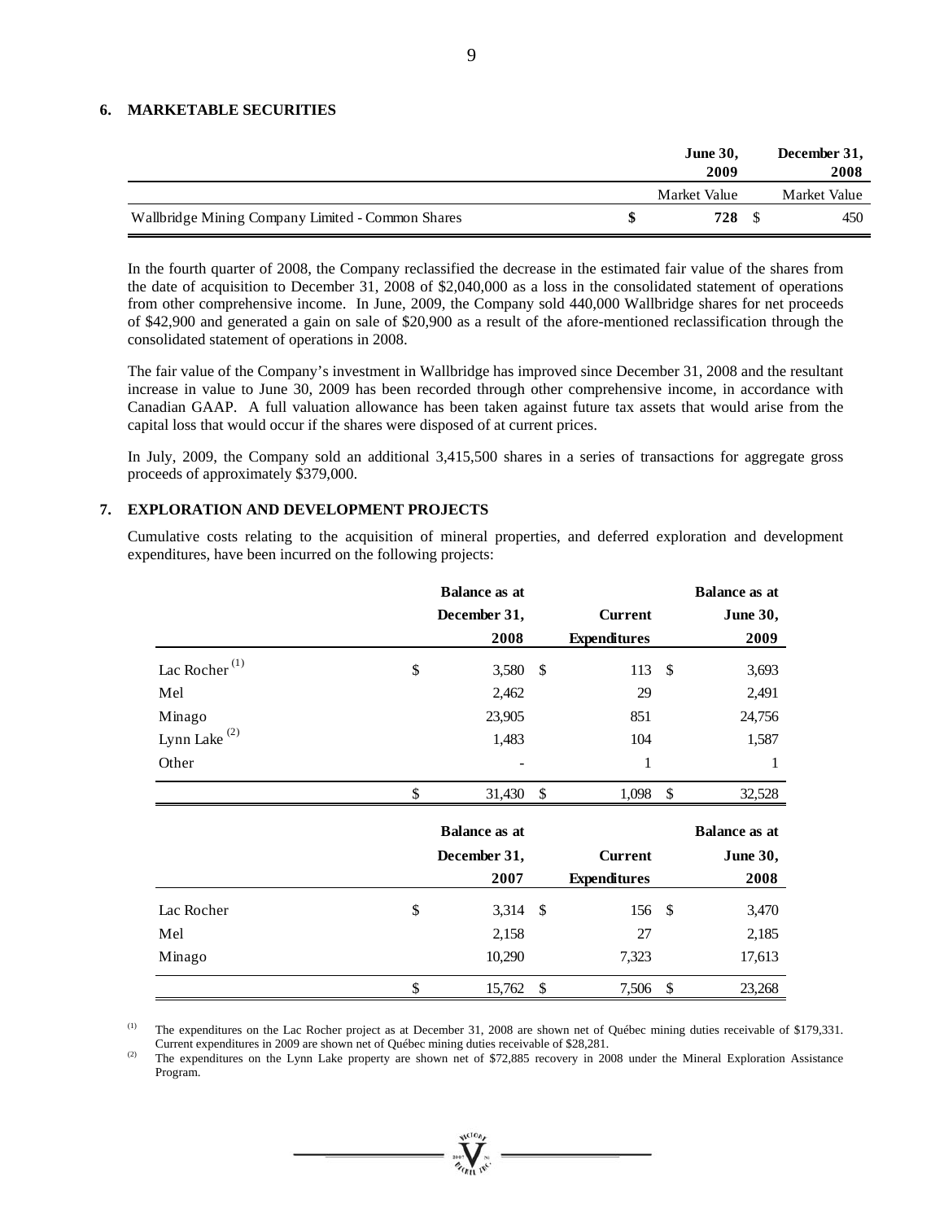## 6. MARKETABLE SECURITIES

| | June 30, 2009 | December 31, 2008 |
|---|---|---|
| | Market Value | Market Value |
| Wallbridge Mining Company Limited - Common Shares | **$ 728** | $ 450 |

In the fourth quarter of 2008, the Company reclassified the decrease in the estimated fair value of the shares from the date of acquisition to December 31, 2008 of $2,040,000 as a loss in the consolidated statement of operations from other comprehensive income. In June, 2009, the Company sold 440,000 Wallbridge shares for net proceeds of $42,900 and generated a gain on sale of $20,900 as a result of the afore-mentioned reclassification through the consolidated statement of operations in 2008.

The fair value of the Company's investment in Wallbridge has improved since December 31, 2008 and the resultant increase in value to June 30, 2009 has been recorded through other comprehensive income, in accordance with Canadian GAAP. A full valuation allowance has been taken against future tax assets that would arise from the capital loss that would occur if the shares were disposed of at current prices.

In July, 2009, the Company sold an additional 3,415,500 shares in a series of transactions for aggregate gross proceeds of approximately $379,000.

## 7. EXPLORATION AND DEVELOPMENT PROJECTS

Cumulative costs relating to the acquisition of mineral properties, and deferred exploration and development expenditures, have been incurred on the following projects:

| | Balance as at December 31, 2008 | Current Expenditures | Balance as at June 30, 2009 |
|---|---|---|---|
| Lac Rocher (1) | $ 3,580 | $ 113 | $ 3,693 |
| Mel | 2,462 | 29 | 2,491 |
| Minago | 23,905 | 851 | 24,756 |
| Lynn Lake (2) | 1,483 | 104 | 1,587 |
| Other | - | 1 | 1 |
| | $ 31,430 | $ 1,098 | $ 32,528 |

| | Balance as at December 31, 2007 | Current Expenditures | Balance as at June 30, 2008 |
|---|---|---|---|
| Lac Rocher | $ 3,314 | $ 156 | $ 3,470 |
| Mel | 2,158 | 27 | 2,185 |
| Minago | 10,290 | 7,323 | 17,613 |
| | $ 15,762 | $ 7,506 | $ 23,268 |

(1) The expenditures on the Lac Rocher project as at December 31, 2008 are shown net of Québec mining duties receivable of $179,331. Current expenditures in 2009 are shown net of Québec mining duties receivable of $28,281.

(2) The expenditures on the Lynn Lake property are shown net of $72,885 recovery in 2008 under the Mineral Exploration Assistance Program.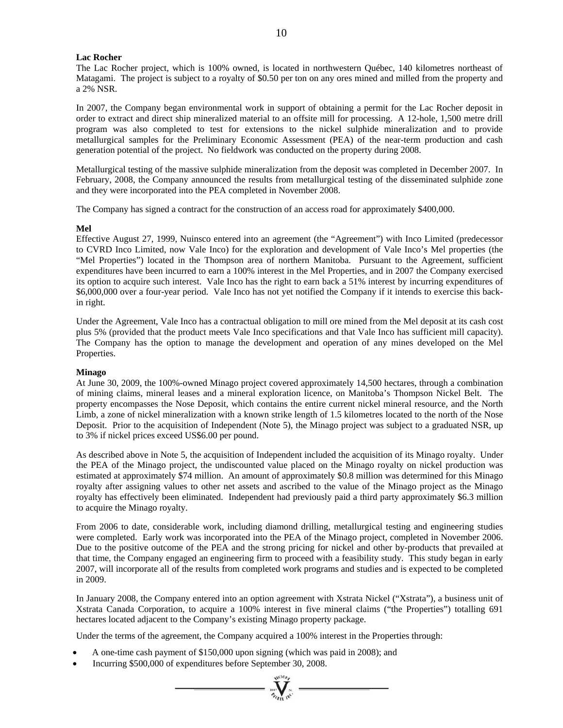**Lac Rocher**

The Lac Rocher project, which is 100% owned, is located in northwestern Québec, 140 kilometres northeast of Matagami. The project is subject to a royalty of $0.50 per ton on any ores mined and milled from the property and a 2% NSR.

In 2007, the Company began environmental work in support of obtaining a permit for the Lac Rocher deposit in order to extract and direct ship mineralized material to an offsite mill for processing. A 12-hole, 1,500 metre drill program was also completed to test for extensions to the nickel sulphide mineralization and to provide metallurgical samples for the Preliminary Economic Assessment (PEA) of the near-term production and cash generation potential of the project. No fieldwork was conducted on the property during 2008.

Metallurgical testing of the massive sulphide mineralization from the deposit was completed in December 2007. In February, 2008, the Company announced the results from metallurgical testing of the disseminated sulphide zone and they were incorporated into the PEA completed in November 2008.

The Company has signed a contract for the construction of an access road for approximately $400,000.

**Mel**

Effective August 27, 1999, Nuinsco entered into an agreement (the "Agreement") with Inco Limited (predecessor to CVRD Inco Limited, now Vale Inco) for the exploration and development of Vale Inco's Mel properties (the "Mel Properties") located in the Thompson area of northern Manitoba. Pursuant to the Agreement, sufficient expenditures have been incurred to earn a 100% interest in the Mel Properties, and in 2007 the Company exercised its option to acquire such interest. Vale Inco has the right to earn back a 51% interest by incurring expenditures of $6,000,000 over a four-year period. Vale Inco has not yet notified the Company if it intends to exercise this back-in right.

Under the Agreement, Vale Inco has a contractual obligation to mill ore mined from the Mel deposit at its cash cost plus 5% (provided that the product meets Vale Inco specifications and that Vale Inco has sufficient mill capacity). The Company has the option to manage the development and operation of any mines developed on the Mel Properties.

**Minago**

At June 30, 2009, the 100%-owned Minago project covered approximately 14,500 hectares, through a combination of mining claims, mineral leases and a mineral exploration licence, on Manitoba's Thompson Nickel Belt. The property encompasses the Nose Deposit, which contains the entire current nickel mineral resource, and the North Limb, a zone of nickel mineralization with a known strike length of 1.5 kilometres located to the north of the Nose Deposit. Prior to the acquisition of Independent (Note 5), the Minago project was subject to a graduated NSR, up to 3% if nickel prices exceed US$6.00 per pound.

As described above in Note 5, the acquisition of Independent included the acquisition of its Minago royalty. Under the PEA of the Minago project, the undiscounted value placed on the Minago royalty on nickel production was estimated at approximately $74 million. An amount of approximately $0.8 million was determined for this Minago royalty after assigning values to other net assets and ascribed to the value of the Minago project as the Minago royalty has effectively been eliminated. Independent had previously paid a third party approximately $6.3 million to acquire the Minago royalty.

From 2006 to date, considerable work, including diamond drilling, metallurgical testing and engineering studies were completed. Early work was incorporated into the PEA of the Minago project, completed in November 2006. Due to the positive outcome of the PEA and the strong pricing for nickel and other by-products that prevailed at that time, the Company engaged an engineering firm to proceed with a feasibility study. This study began in early 2007, will incorporate all of the results from completed work programs and studies and is expected to be completed in 2009.

In January 2008, the Company entered into an option agreement with Xstrata Nickel ("Xstrata"), a business unit of Xstrata Canada Corporation, to acquire a 100% interest in five mineral claims ("the Properties") totalling 691 hectares located adjacent to the Company's existing Minago property package.

Under the terms of the agreement, the Company acquired a 100% interest in the Properties through:

- A one-time cash payment of $150,000 upon signing (which was paid in 2008); and
- Incurring $500,000 of expenditures before September 30, 2008.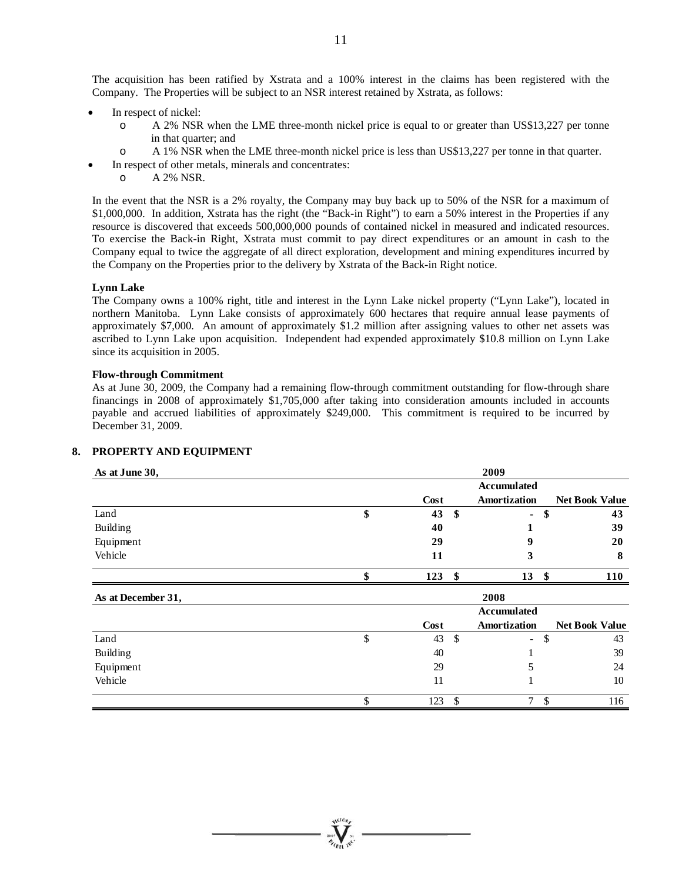The acquisition has been ratified by Xstrata and a 100% interest in the claims has been registered with the Company. The Properties will be subject to an NSR interest retained by Xstrata, as follows:

- In respect of nickel:
  - A 2% NSR when the LME three-month nickel price is equal to or greater than US$13,227 per tonne in that quarter; and
  - A 1% NSR when the LME three-month nickel price is less than US$13,227 per tonne in that quarter.
- In respect of other metals, minerals and concentrates:
  - A 2% NSR.

In the event that the NSR is a 2% royalty, the Company may buy back up to 50% of the NSR for a maximum of $1,000,000. In addition, Xstrata has the right (the "Back-in Right") to earn a 50% interest in the Properties if any resource is discovered that exceeds 500,000,000 pounds of contained nickel in measured and indicated resources. To exercise the Back-in Right, Xstrata must commit to pay direct expenditures or an amount in cash to the Company equal to twice the aggregate of all direct exploration, development and mining expenditures incurred by the Company on the Properties prior to the delivery by Xstrata of the Back-in Right notice.

**Lynn Lake**

The Company owns a 100% right, title and interest in the Lynn Lake nickel property ("Lynn Lake"), located in northern Manitoba. Lynn Lake consists of approximately 600 hectares that require annual lease payments of approximately $7,000. An amount of approximately $1.2 million after assigning values to other net assets was ascribed to Lynn Lake upon acquisition. Independent had expended approximately $10.8 million on Lynn Lake since its acquisition in 2005.

**Flow-through Commitment**

As at June 30, 2009, the Company had a remaining flow-through commitment outstanding for flow-through share financings in 2008 of approximately $1,705,000 after taking into consideration amounts included in accounts payable and accrued liabilities of approximately $249,000. This commitment is required to be incurred by December 31, 2009.

## 8. PROPERTY AND EQUIPMENT

| **As at June 30,** | | **2009** | |
|---|---|---|---|
| | **Cost** | **Accumulated Amortization** | **Net Book Value** |
| Land | **$ 43** | **$ -** | **$ 43** |
| Building | **40** | **1** | **39** |
| Equipment | **29** | **9** | **20** |
| Vehicle | **11** | **3** | **8** |
| | **$ 123** | **$ 13** | **$ 110** |

| **As at December 31,** | | **2008** | |
|---|---|---|---|
| | **Cost** | **Accumulated Amortization** | **Net Book Value** |
| Land | $ 43 | $ - | $ 43 |
| Building | 40 | 1 | 39 |
| Equipment | 29 | 5 | 24 |
| Vehicle | 11 | 1 | 10 |
| | $ 123 | $ 7 | $ 116 |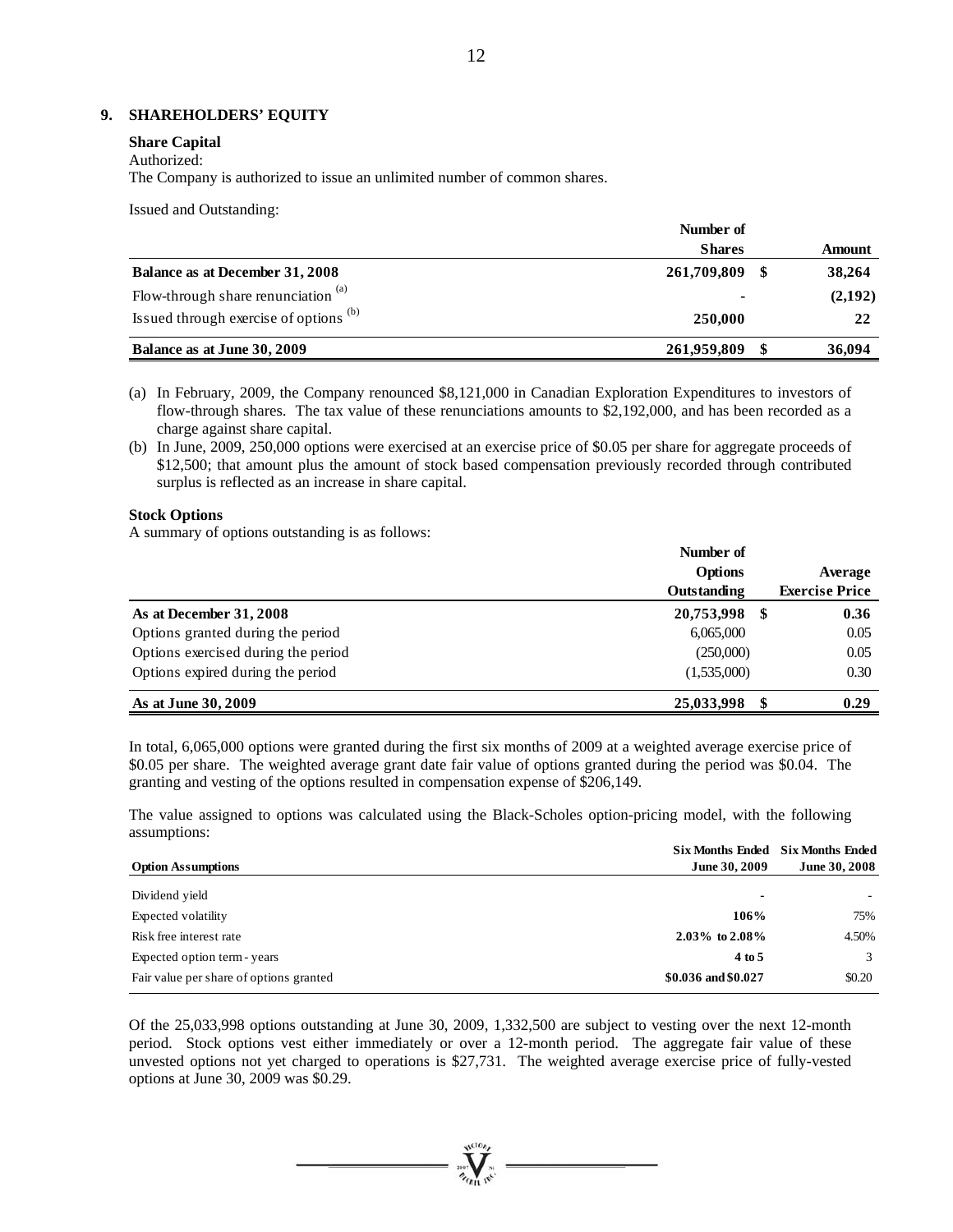## 9. SHAREHOLDERS' EQUITY

### Share Capital

Authorized:

The Company is authorized to issue an unlimited number of common shares.

Issued and Outstanding:

| | Number of Shares | | Amount |
|---|---|---|---|
| **Balance as at December 31, 2008** | **261,709,809** | **$** | **38,264** |
| Flow-through share renunciation [(a)] | **-** | | **(2,192)** |
| Issued through exercise of options [(b)] | **250,000** | | **22** |
| **Balance as at June 30, 2009** | **261,959,809** | **$** | **36,094** |

(a) In February, 2009, the Company renounced $8,121,000 in Canadian Exploration Expenditures to investors of flow-through shares. The tax value of these renunciations amounts to $2,192,000, and has been recorded as a charge against share capital.

(b) In June, 2009, 250,000 options were exercised at an exercise price of $0.05 per share for aggregate proceeds of $12,500; that amount plus the amount of stock based compensation previously recorded through contributed surplus is reflected as an increase in share capital.

### Stock Options

A summary of options outstanding is as follows:

| | Number of Options Outstanding | | Average Exercise Price |
|---|---|---|---|
| **As at December 31, 2008** | **20,753,998** | **$** | **0.36** |
| Options granted during the period | 6,065,000 | | 0.05 |
| Options exercised during the period | (250,000) | | 0.05 |
| Options expired during the period | (1,535,000) | | 0.30 |
| **As at June 30, 2009** | **25,033,998** | **$** | **0.29** |

In total, 6,065,000 options were granted during the first six months of 2009 at a weighted average exercise price of $0.05 per share. The weighted average grant date fair value of options granted during the period was $0.04. The granting and vesting of the options resulted in compensation expense of $206,149.

The value assigned to options was calculated using the Black-Scholes option-pricing model, with the following assumptions:

| Option Assumptions | Six Months Ended June 30, 2009 | Six Months Ended June 30, 2008 |
|---|---|---|
| Dividend yield | **-** | - |
| Expected volatility | **106%** | 75% |
| Risk free interest rate | **2.03% to 2.08%** | 4.50% |
| Expected option term - years | **4 to 5** | 3 |
| Fair value per share of options granted | **$0.036 and $0.027** | $0.20 |

Of the 25,033,998 options outstanding at June 30, 2009, 1,332,500 are subject to vesting over the next 12-month period. Stock options vest either immediately or over a 12-month period. The aggregate fair value of these unvested options not yet charged to operations is $27,731. The weighted average exercise price of fully-vested options at June 30, 2009 was $0.29.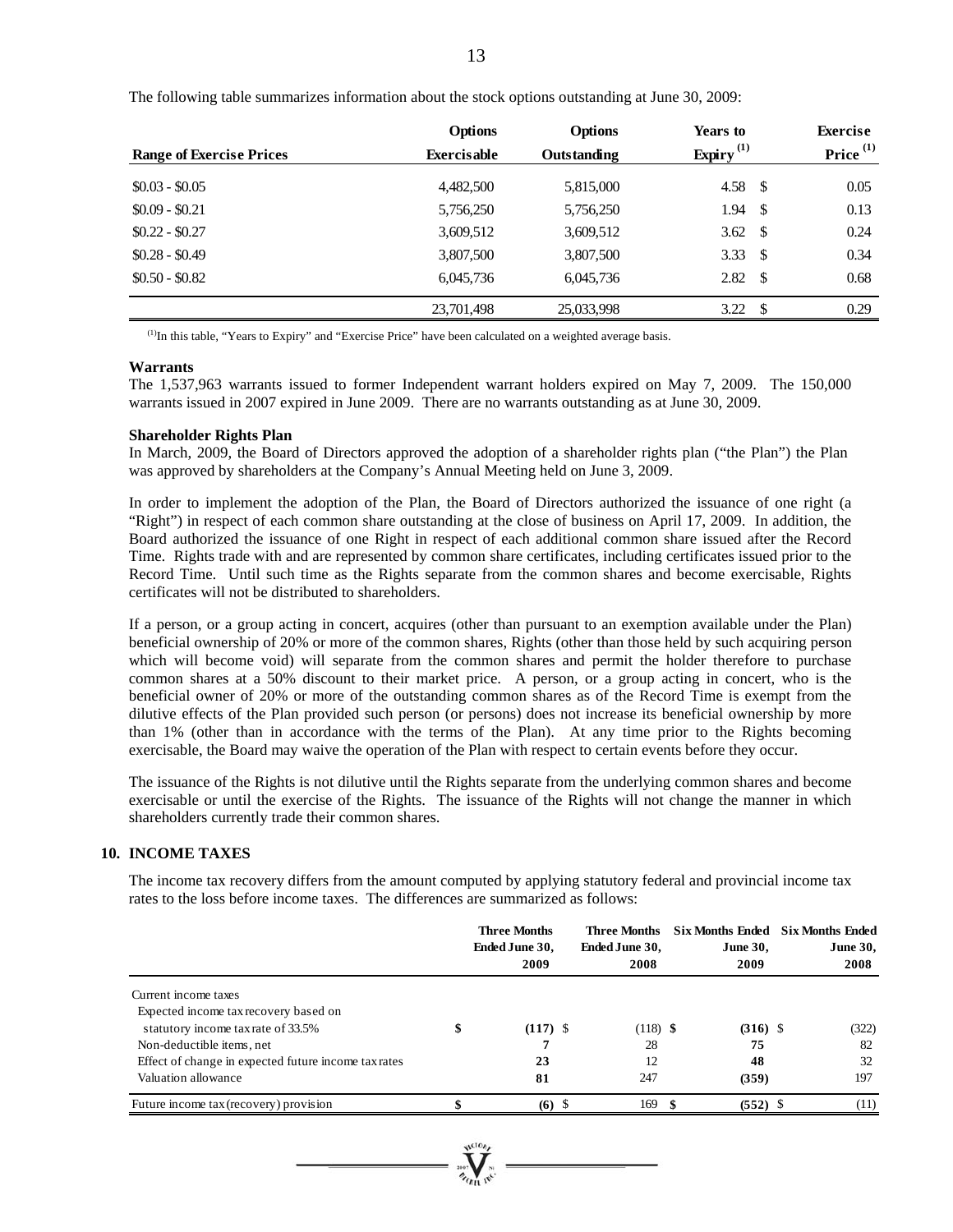The following table summarizes information about the stock options outstanding at June 30, 2009:

| Range of Exercise Prices | Options Exercisable | Options Outstanding | Years to Expiry (1) | Exercise Price (1) |
|---|---|---|---|---|
| $0.03 - $0.05 | 4,482,500 | 5,815,000 | 4.58 | $ 0.05 |
| $0.09 - $0.21 | 5,756,250 | 5,756,250 | 1.94 | $ 0.13 |
| $0.22 - $0.27 | 3,609,512 | 3,609,512 | 3.62 | $ 0.24 |
| $0.28 - $0.49 | 3,807,500 | 3,807,500 | 3.33 | $ 0.34 |
| $0.50 - $0.82 | 6,045,736 | 6,045,736 | 2.82 | $ 0.68 |
| | 23,701,498 | 25,033,998 | 3.22 | $ 0.29 |

(1) In this table, "Years to Expiry" and "Exercise Price" have been calculated on a weighted average basis.

**Warrants**

The 1,537,963 warrants issued to former Independent warrant holders expired on May 7, 2009. The 150,000 warrants issued in 2007 expired in June 2009. There are no warrants outstanding as at June 30, 2009.

**Shareholder Rights Plan**

In March, 2009, the Board of Directors approved the adoption of a shareholder rights plan ("the Plan") the Plan was approved by shareholders at the Company's Annual Meeting held on June 3, 2009.

In order to implement the adoption of the Plan, the Board of Directors authorized the issuance of one right (a "Right") in respect of each common share outstanding at the close of business on April 17, 2009. In addition, the Board authorized the issuance of one Right in respect of each additional common share issued after the Record Time. Rights trade with and are represented by common share certificates, including certificates issued prior to the Record Time. Until such time as the Rights separate from the common shares and become exercisable, Rights certificates will not be distributed to shareholders.

If a person, or a group acting in concert, acquires (other than pursuant to an exemption available under the Plan) beneficial ownership of 20% or more of the common shares, Rights (other than those held by such acquiring person which will become void) will separate from the common shares and permit the holder therefore to purchase common shares at a 50% discount to their market price. A person, or a group acting in concert, who is the beneficial owner of 20% or more of the outstanding common shares as of the Record Time is exempt from the dilutive effects of the Plan provided such person (or persons) does not increase its beneficial ownership by more than 1% (other than in accordance with the terms of the Plan). At any time prior to the Rights becoming exercisable, the Board may waive the operation of the Plan with respect to certain events before they occur.

The issuance of the Rights is not dilutive until the Rights separate from the underlying common shares and become exercisable or until the exercise of the Rights. The issuance of the Rights will not change the manner in which shareholders currently trade their common shares.

## 10. INCOME TAXES

The income tax recovery differs from the amount computed by applying statutory federal and provincial income tax rates to the loss before income taxes. The differences are summarized as follows:

| | Three Months Ended June 30, 2009 | Three Months Ended June 30, 2008 | Six Months Ended June 30, 2009 | Six Months Ended June 30, 2008 |
|---|---|---|---|---|
| Current income taxes | | | | |
| Expected income tax recovery based on statutory income tax rate of 33.5% | $ **(117)** | $ (118) | $ **(316)** | $ (322) |
| Non-deductible items, net | **7** | 28 | **75** | 82 |
| Effect of change in expected future income tax rates | **23** | 12 | **48** | 32 |
| Valuation allowance | **81** | 247 | **(359)** | 197 |
| Future income tax (recovery) provision | $ **(6)** | $ 169 | $ **(552)** | $ (11) |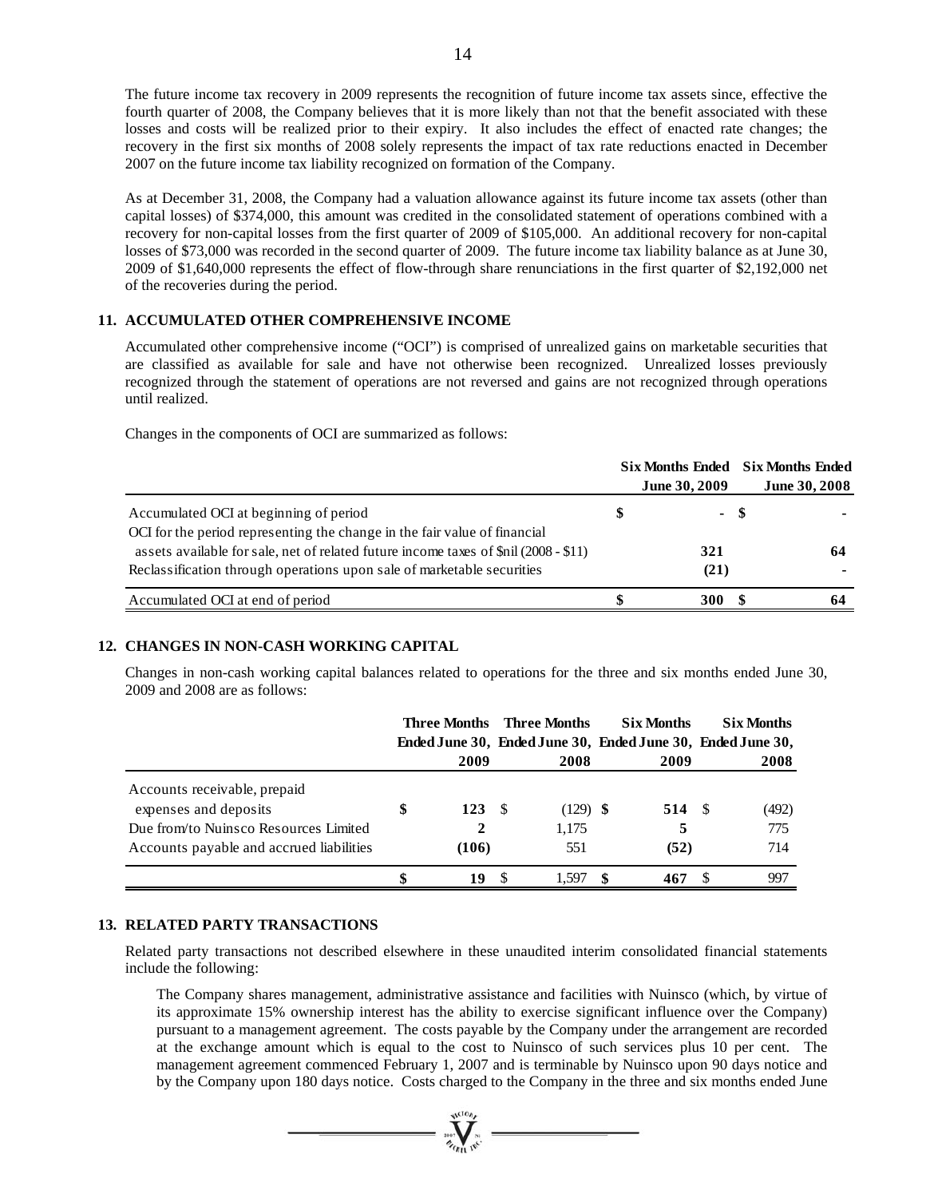The future income tax recovery in 2009 represents the recognition of future income tax assets since, effective the fourth quarter of 2008, the Company believes that it is more likely than not that the benefit associated with these losses and costs will be realized prior to their expiry. It also includes the effect of enacted rate changes; the recovery in the first six months of 2008 solely represents the impact of tax rate reductions enacted in December 2007 on the future income tax liability recognized on formation of the Company.

As at December 31, 2008, the Company had a valuation allowance against its future income tax assets (other than capital losses) of $374,000, this amount was credited in the consolidated statement of operations combined with a recovery for non-capital losses from the first quarter of 2009 of $105,000. An additional recovery for non-capital losses of $73,000 was recorded in the second quarter of 2009. The future income tax liability balance as at June 30, 2009 of $1,640,000 represents the effect of flow-through share renunciations in the first quarter of $2,192,000 net of the recoveries during the period.

## 11. ACCUMULATED OTHER COMPREHENSIVE INCOME

Accumulated other comprehensive income ("OCI") is comprised of unrealized gains on marketable securities that are classified as available for sale and have not otherwise been recognized. Unrealized losses previously recognized through the statement of operations are not reversed and gains are not recognized through operations until realized.

Changes in the components of OCI are summarized as follows:

| | Six Months Ended June 30, 2009 | Six Months Ended June 30, 2008 |
|---|---|---|
| Accumulated OCI at beginning of period | $ - | $ - |
| OCI for the period representing the change in the fair value of financial assets available for sale, net of related future income taxes of $nil (2008 - $11) | 321 | 64 |
| Reclassification through operations upon sale of marketable securities | (21) | - |
| Accumulated OCI at end of period | $ 300 | $ 64 |

## 12. CHANGES IN NON-CASH WORKING CAPITAL

Changes in non-cash working capital balances related to operations for the three and six months ended June 30, 2009 and 2008 are as follows:

| | Three Months Ended June 30, 2009 | Three Months Ended June 30, 2008 | Six Months Ended June 30, 2009 | Six Months Ended June 30, 2008 |
|---|---|---|---|---|
| Accounts receivable, prepaid expenses and deposits | $ 123 | $ (129) | $ 514 | $ (492) |
| Due from/to Nuinsco Resources Limited | 2 | 1,175 | 5 | 775 |
| Accounts payable and accrued liabilities | (106) | 551 | (52) | 714 |
| | $ 19 | $ 1,597 | $ 467 | $ 997 |

## 13. RELATED PARTY TRANSACTIONS

Related party transactions not described elsewhere in these unaudited interim consolidated financial statements include the following:

The Company shares management, administrative assistance and facilities with Nuinsco (which, by virtue of its approximate 15% ownership interest has the ability to exercise significant influence over the Company) pursuant to a management agreement. The costs payable by the Company under the arrangement are recorded at the exchange amount which is equal to the cost to Nuinsco of such services plus 10 per cent. The management agreement commenced February 1, 2007 and is terminable by Nuinsco upon 90 days notice and by the Company upon 180 days notice. Costs charged to the Company in the three and six months ended June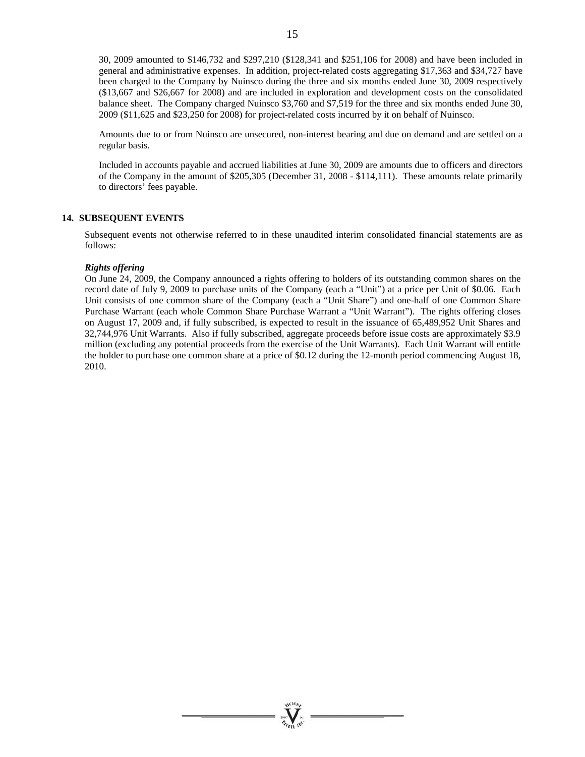30, 2009 amounted to $146,732 and $297,210 ($128,341 and $251,106 for 2008) and have been included in general and administrative expenses. In addition, project-related costs aggregating $17,363 and $34,727 have been charged to the Company by Nuinsco during the three and six months ended June 30, 2009 respectively ($13,667 and $26,667 for 2008) and are included in exploration and development costs on the consolidated balance sheet. The Company charged Nuinsco $3,760 and $7,519 for the three and six months ended June 30, 2009 ($11,625 and $23,250 for 2008) for project-related costs incurred by it on behalf of Nuinsco.

Amounts due to or from Nuinsco are unsecured, non-interest bearing and due on demand and are settled on a regular basis.

Included in accounts payable and accrued liabilities at June 30, 2009 are amounts due to officers and directors of the Company in the amount of $205,305 (December 31, 2008 - $114,111). These amounts relate primarily to directors' fees payable.

## 14. SUBSEQUENT EVENTS

Subsequent events not otherwise referred to in these unaudited interim consolidated financial statements are as follows:

***Rights offering***

On June 24, 2009, the Company announced a rights offering to holders of its outstanding common shares on the record date of July 9, 2009 to purchase units of the Company (each a "Unit") at a price per Unit of $0.06. Each Unit consists of one common share of the Company (each a "Unit Share") and one-half of one Common Share Purchase Warrant (each whole Common Share Purchase Warrant a "Unit Warrant"). The rights offering closes on August 17, 2009 and, if fully subscribed, is expected to result in the issuance of 65,489,952 Unit Shares and 32,744,976 Unit Warrants. Also if fully subscribed, aggregate proceeds before issue costs are approximately $3.9 million (excluding any potential proceeds from the exercise of the Unit Warrants). Each Unit Warrant will entitle the holder to purchase one common share at a price of $0.12 during the 12-month period commencing August 18, 2010.